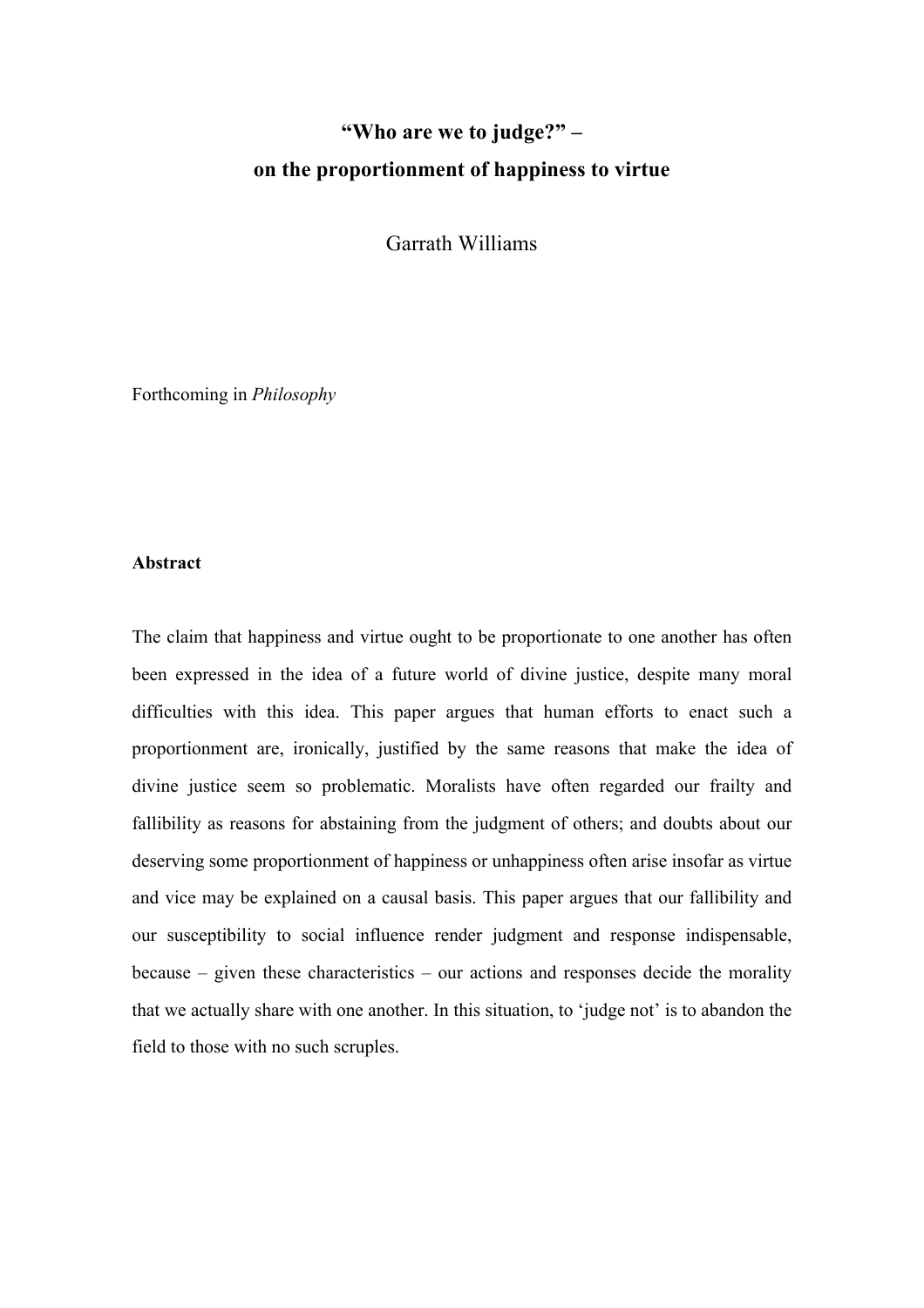# "Who are we to judge?" – on the proportionment of happiness to virtue

Garrath Williams

Forthcoming in *Philosophy*

**Abstract**

The claim that happiness and virtue ought to be proportionate to one another has often been expressed in the idea of a future world of divine justice, despite many moral difficulties with this idea. This paper argues that human efforts to enact such a proportionment are, ironically, justified by the same reasons that make the idea of divine justice seem so problematic. Moralists have often regarded our frailty and fallibility as reasons for abstaining from the judgment of others; and doubts about our deserving some proportionment of happiness or unhappiness often arise insofar as virtue and vice may be explained on a causal basis. This paper argues that our fallibility and our susceptibility to social influence render judgment and response indispensable, because – given these characteristics – our actions and responses decide the morality that we actually share with one another. In this situation, to 'judge not' is to abandon the field to those with no such scruples.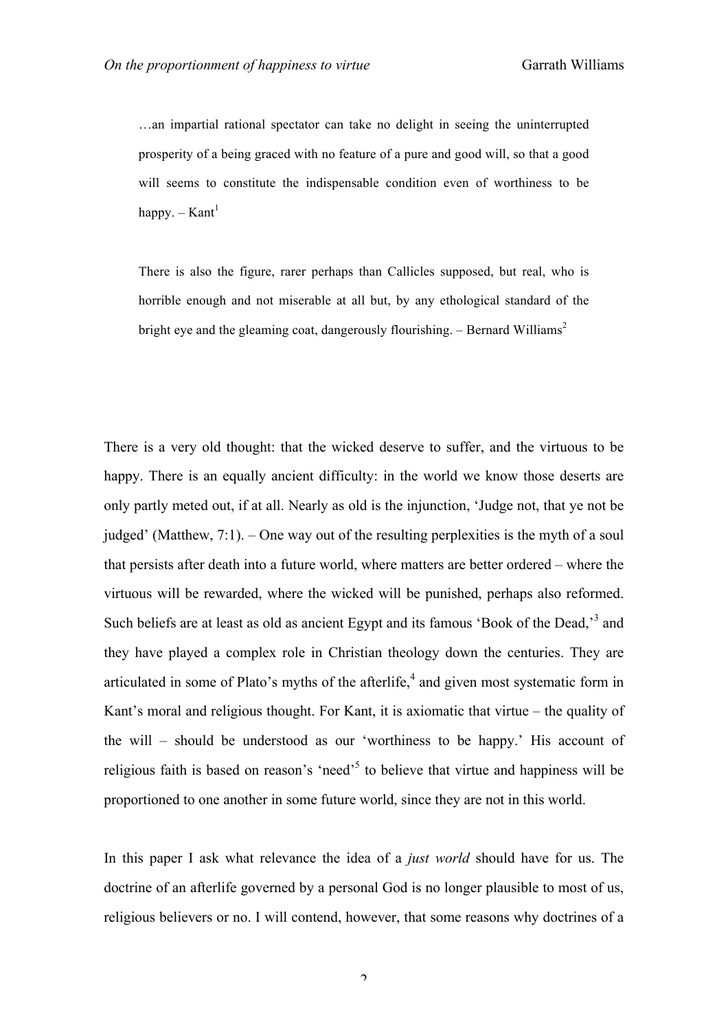> …an impartial rational spectator can take no delight in seeing the uninterrupted prosperity of a being graced with no feature of a pure and good will, so that a good will seems to constitute the indispensable condition even of worthiness to be happy. – Kant[1]

> There is also the figure, rarer perhaps than Callicles supposed, but real, who is horrible enough and not miserable at all but, by any ethological standard of the bright eye and the gleaming coat, dangerously flourishing. – Bernard Williams[2]

There is a very old thought: that the wicked deserve to suffer, and the virtuous to be happy. There is an equally ancient difficulty: in the world we know those deserts are only partly meted out, if at all. Nearly as old is the injunction, 'Judge not, that ye not be judged' (Matthew, 7:1). – One way out of the resulting perplexities is the myth of a soul that persists after death into a future world, where matters are better ordered – where the virtuous will be rewarded, where the wicked will be punished, perhaps also reformed. Such beliefs are at least as old as ancient Egypt and its famous 'Book of the Dead,'[3] and they have played a complex role in Christian theology down the centuries. They are articulated in some of Plato's myths of the afterlife,[4] and given most systematic form in Kant's moral and religious thought. For Kant, it is axiomatic that virtue – the quality of the will – should be understood as our 'worthiness to be happy.' His account of religious faith is based on reason's 'need'[5] to believe that virtue and happiness will be proportioned to one another in some future world, since they are not in this world.

In this paper I ask what relevance the idea of a *just world* should have for us. The doctrine of an afterlife governed by a personal God is no longer plausible to most of us, religious believers or no. I will contend, however, that some reasons why doctrines of a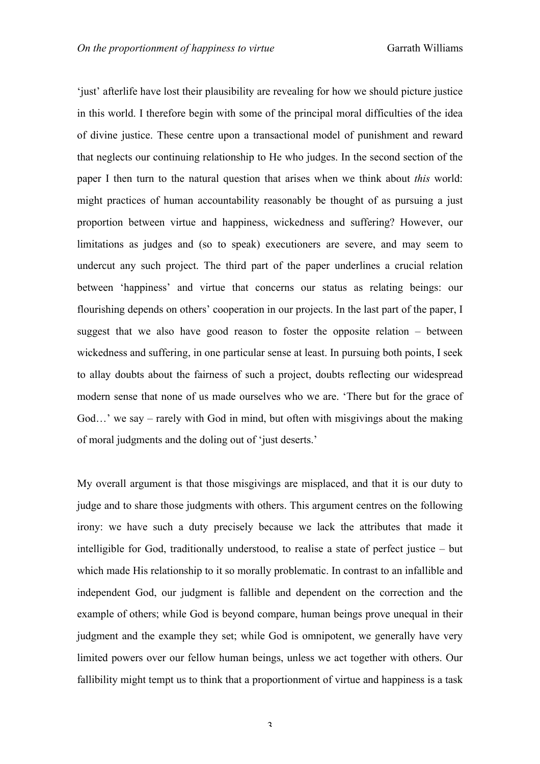'just' afterlife have lost their plausibility are revealing for how we should picture justice in this world. I therefore begin with some of the principal moral difficulties of the idea of divine justice. These centre upon a transactional model of punishment and reward that neglects our continuing relationship to He who judges. In the second section of the paper I then turn to the natural question that arises when we think about *this* world: might practices of human accountability reasonably be thought of as pursuing a just proportion between virtue and happiness, wickedness and suffering? However, our limitations as judges and (so to speak) executioners are severe, and may seem to undercut any such project. The third part of the paper underlines a crucial relation between 'happiness' and virtue that concerns our status as relating beings: our flourishing depends on others' cooperation in our projects. In the last part of the paper, I suggest that we also have good reason to foster the opposite relation – between wickedness and suffering, in one particular sense at least. In pursuing both points, I seek to allay doubts about the fairness of such a project, doubts reflecting our widespread modern sense that none of us made ourselves who we are. 'There but for the grace of God…' we say – rarely with God in mind, but often with misgivings about the making of moral judgments and the doling out of 'just deserts.'

My overall argument is that those misgivings are misplaced, and that it is our duty to judge and to share those judgments with others. This argument centres on the following irony: we have such a duty precisely because we lack the attributes that made it intelligible for God, traditionally understood, to realise a state of perfect justice – but which made His relationship to it so morally problematic. In contrast to an infallible and independent God, our judgment is fallible and dependent on the correction and the example of others; while God is beyond compare, human beings prove unequal in their judgment and the example they set; while God is omnipotent, we generally have very limited powers over our fellow human beings, unless we act together with others. Our fallibility might tempt us to think that a proportionment of virtue and happiness is a task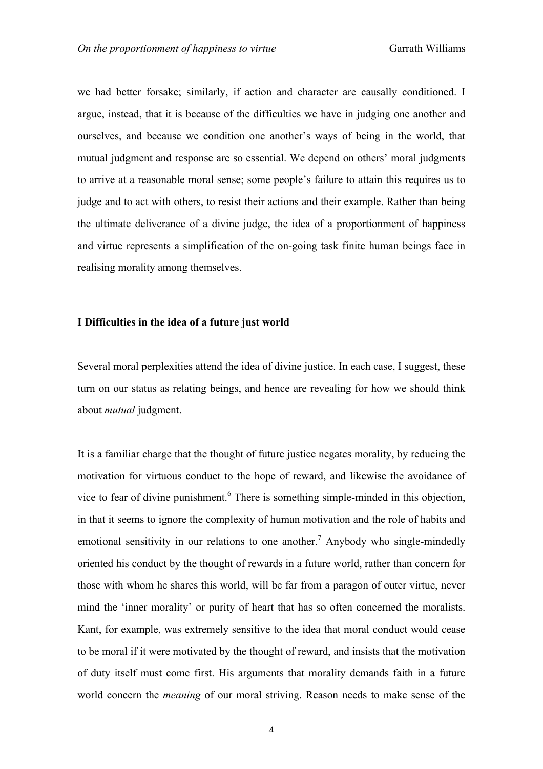we had better forsake; similarly, if action and character are causally conditioned. I argue, instead, that it is because of the difficulties we have in judging one another and ourselves, and because we condition one another's ways of being in the world, that mutual judgment and response are so essential. We depend on others' moral judgments to arrive at a reasonable moral sense; some people's failure to attain this requires us to judge and to act with others, to resist their actions and their example. Rather than being the ultimate deliverance of a divine judge, the idea of a proportionment of happiness and virtue represents a simplification of the on-going task finite human beings face in realising morality among themselves.

## I Difficulties in the idea of a future just world

Several moral perplexities attend the idea of divine justice. In each case, I suggest, these turn on our status as relating beings, and hence are revealing for how we should think about *mutual* judgment.

It is a familiar charge that the thought of future justice negates morality, by reducing the motivation for virtuous conduct to the hope of reward, and likewise the avoidance of vice to fear of divine punishment.[6] There is something simple-minded in this objection, in that it seems to ignore the complexity of human motivation and the role of habits and emotional sensitivity in our relations to one another.[7] Anybody who single-mindedly oriented his conduct by the thought of rewards in a future world, rather than concern for those with whom he shares this world, will be far from a paragon of outer virtue, never mind the 'inner morality' or purity of heart that has so often concerned the moralists. Kant, for example, was extremely sensitive to the idea that moral conduct would cease to be moral if it were motivated by the thought of reward, and insists that the motivation of duty itself must come first. His arguments that morality demands faith in a future world concern the *meaning* of our moral striving. Reason needs to make sense of the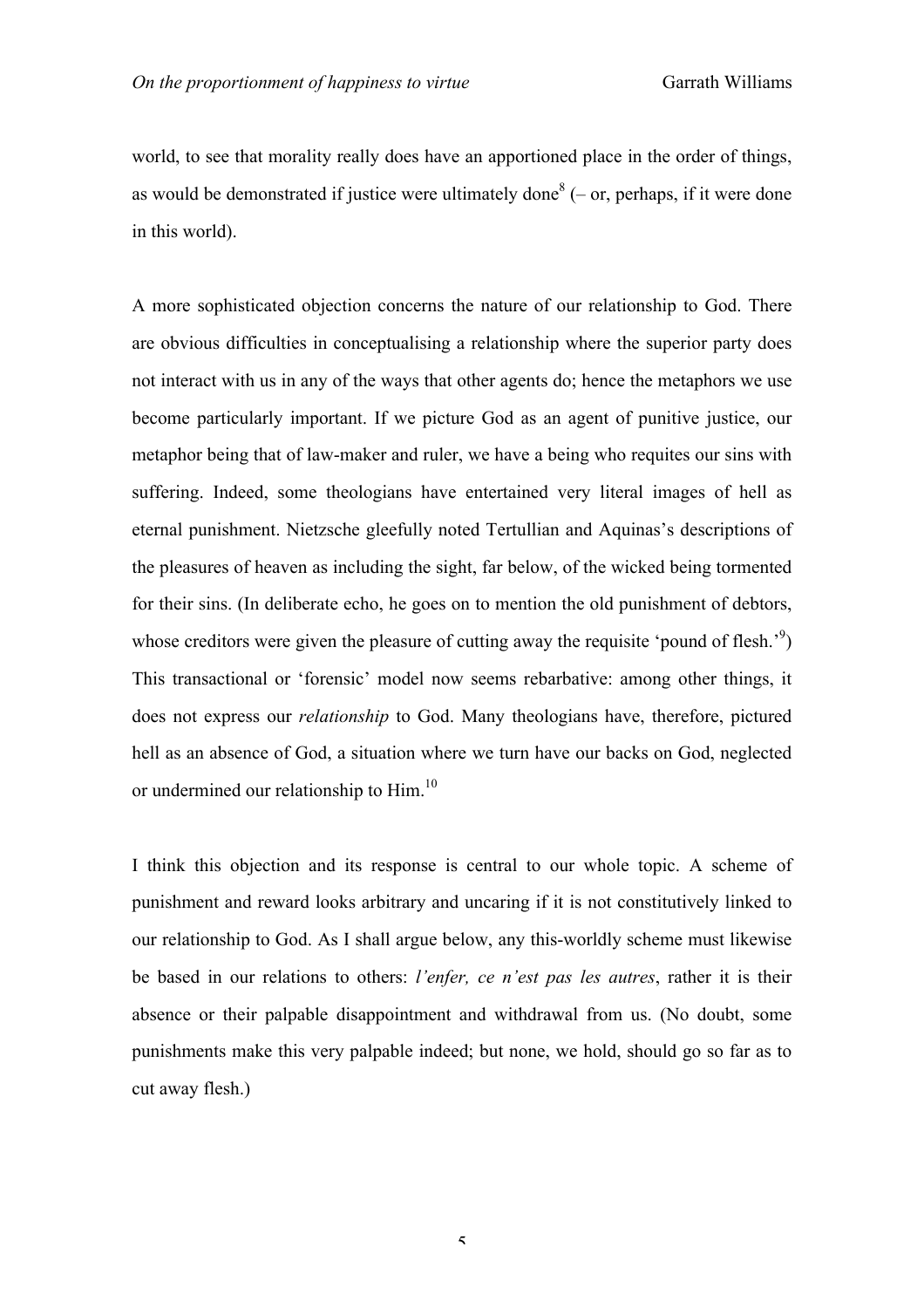world, to see that morality really does have an apportioned place in the order of things, as would be demonstrated if justice were ultimately done[8] (– or, perhaps, if it were done in this world).

A more sophisticated objection concerns the nature of our relationship to God. There are obvious difficulties in conceptualising a relationship where the superior party does not interact with us in any of the ways that other agents do; hence the metaphors we use become particularly important. If we picture God as an agent of punitive justice, our metaphor being that of law-maker and ruler, we have a being who requites our sins with suffering. Indeed, some theologians have entertained very literal images of hell as eternal punishment. Nietzsche gleefully noted Tertullian and Aquinas's descriptions of the pleasures of heaven as including the sight, far below, of the wicked being tormented for their sins. (In deliberate echo, he goes on to mention the old punishment of debtors, whose creditors were given the pleasure of cutting away the requisite 'pound of flesh.'[9]) This transactional or 'forensic' model now seems rebarbative: among other things, it does not express our *relationship* to God. Many theologians have, therefore, pictured hell as an absence of God, a situation where we turn have our backs on God, neglected or undermined our relationship to Him.[10]

I think this objection and its response is central to our whole topic. A scheme of punishment and reward looks arbitrary and uncaring if it is not constitutively linked to our relationship to God. As I shall argue below, any this-worldly scheme must likewise be based in our relations to others: *l'enfer, ce n'est pas les autres*, rather it is their absence or their palpable disappointment and withdrawal from us. (No doubt, some punishments make this very palpable indeed; but none, we hold, should go so far as to cut away flesh.)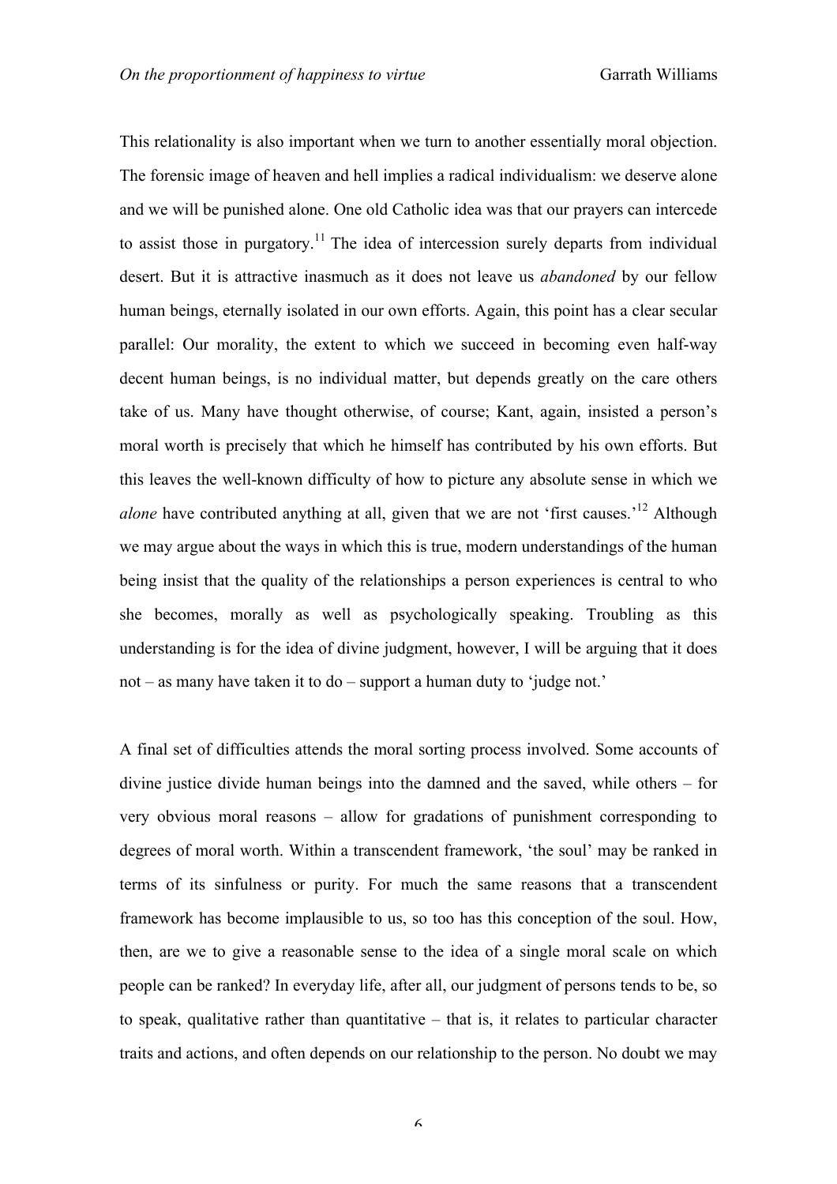This relationality is also important when we turn to another essentially moral objection. The forensic image of heaven and hell implies a radical individualism: we deserve alone and we will be punished alone. One old Catholic idea was that our prayers can intercede to assist those in purgatory.[11] The idea of intercession surely departs from individual desert. But it is attractive inasmuch as it does not leave us *abandoned* by our fellow human beings, eternally isolated in our own efforts. Again, this point has a clear secular parallel: Our morality, the extent to which we succeed in becoming even half-way decent human beings, is no individual matter, but depends greatly on the care others take of us. Many have thought otherwise, of course; Kant, again, insisted a person's moral worth is precisely that which he himself has contributed by his own efforts. But this leaves the well-known difficulty of how to picture any absolute sense in which we *alone* have contributed anything at all, given that we are not 'first causes.'[12] Although we may argue about the ways in which this is true, modern understandings of the human being insist that the quality of the relationships a person experiences is central to who she becomes, morally as well as psychologically speaking. Troubling as this understanding is for the idea of divine judgment, however, I will be arguing that it does not – as many have taken it to do – support a human duty to 'judge not.'

A final set of difficulties attends the moral sorting process involved. Some accounts of divine justice divide human beings into the damned and the saved, while others – for very obvious moral reasons – allow for gradations of punishment corresponding to degrees of moral worth. Within a transcendent framework, 'the soul' may be ranked in terms of its sinfulness or purity. For much the same reasons that a transcendent framework has become implausible to us, so too has this conception of the soul. How, then, are we to give a reasonable sense to the idea of a single moral scale on which people can be ranked? In everyday life, after all, our judgment of persons tends to be, so to speak, qualitative rather than quantitative – that is, it relates to particular character traits and actions, and often depends on our relationship to the person. No doubt we may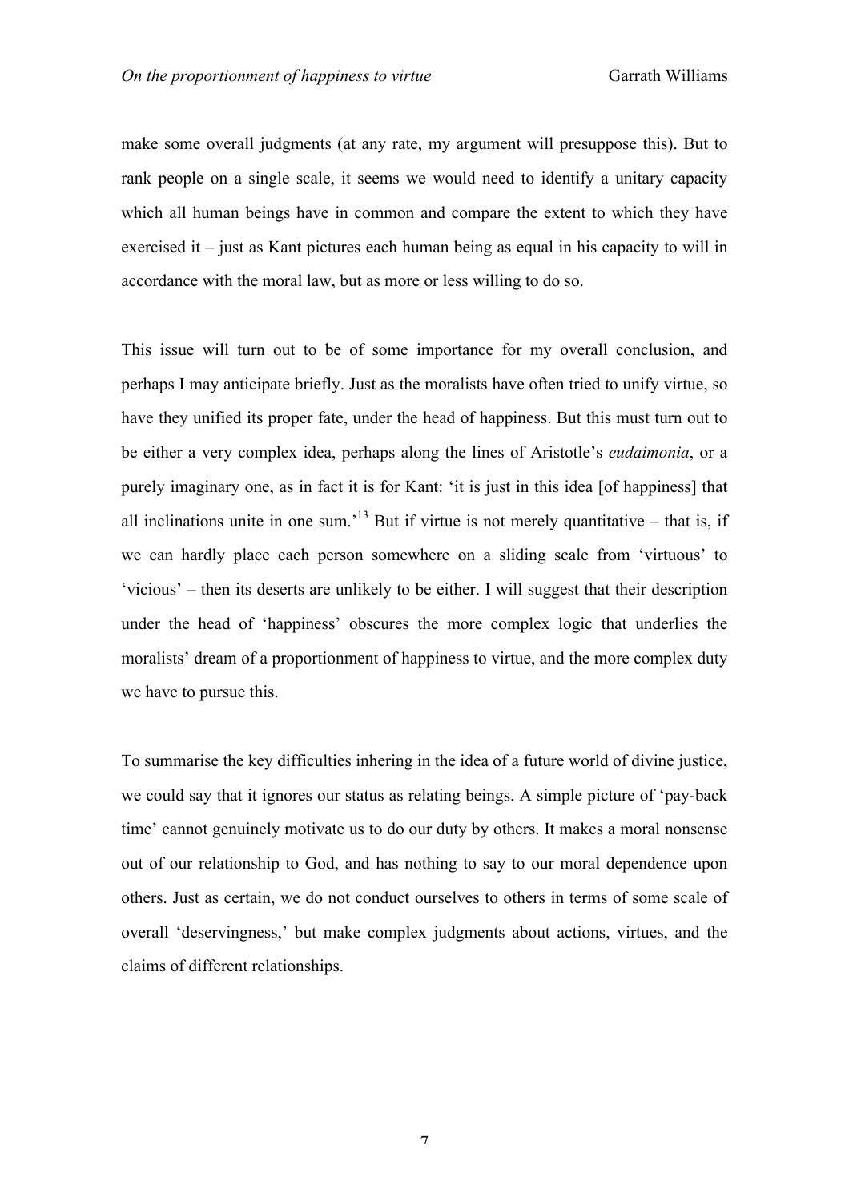make some overall judgments (at any rate, my argument will presuppose this). But to rank people on a single scale, it seems we would need to identify a unitary capacity which all human beings have in common and compare the extent to which they have exercised it – just as Kant pictures each human being as equal in his capacity to will in accordance with the moral law, but as more or less willing to do so.

This issue will turn out to be of some importance for my overall conclusion, and perhaps I may anticipate briefly. Just as the moralists have often tried to unify virtue, so have they unified its proper fate, under the head of happiness. But this must turn out to be either a very complex idea, perhaps along the lines of Aristotle's *eudaimonia*, or a purely imaginary one, as in fact it is for Kant: 'it is just in this idea [of happiness] that all inclinations unite in one sum.'[13] But if virtue is not merely quantitative – that is, if we can hardly place each person somewhere on a sliding scale from 'virtuous' to 'vicious' – then its deserts are unlikely to be either. I will suggest that their description under the head of 'happiness' obscures the more complex logic that underlies the moralists' dream of a proportionment of happiness to virtue, and the more complex duty we have to pursue this.

To summarise the key difficulties inhering in the idea of a future world of divine justice, we could say that it ignores our status as relating beings. A simple picture of 'pay-back time' cannot genuinely motivate us to do our duty by others. It makes a moral nonsense out of our relationship to God, and has nothing to say to our moral dependence upon others. Just as certain, we do not conduct ourselves to others in terms of some scale of overall 'deservingness,' but make complex judgments about actions, virtues, and the claims of different relationships.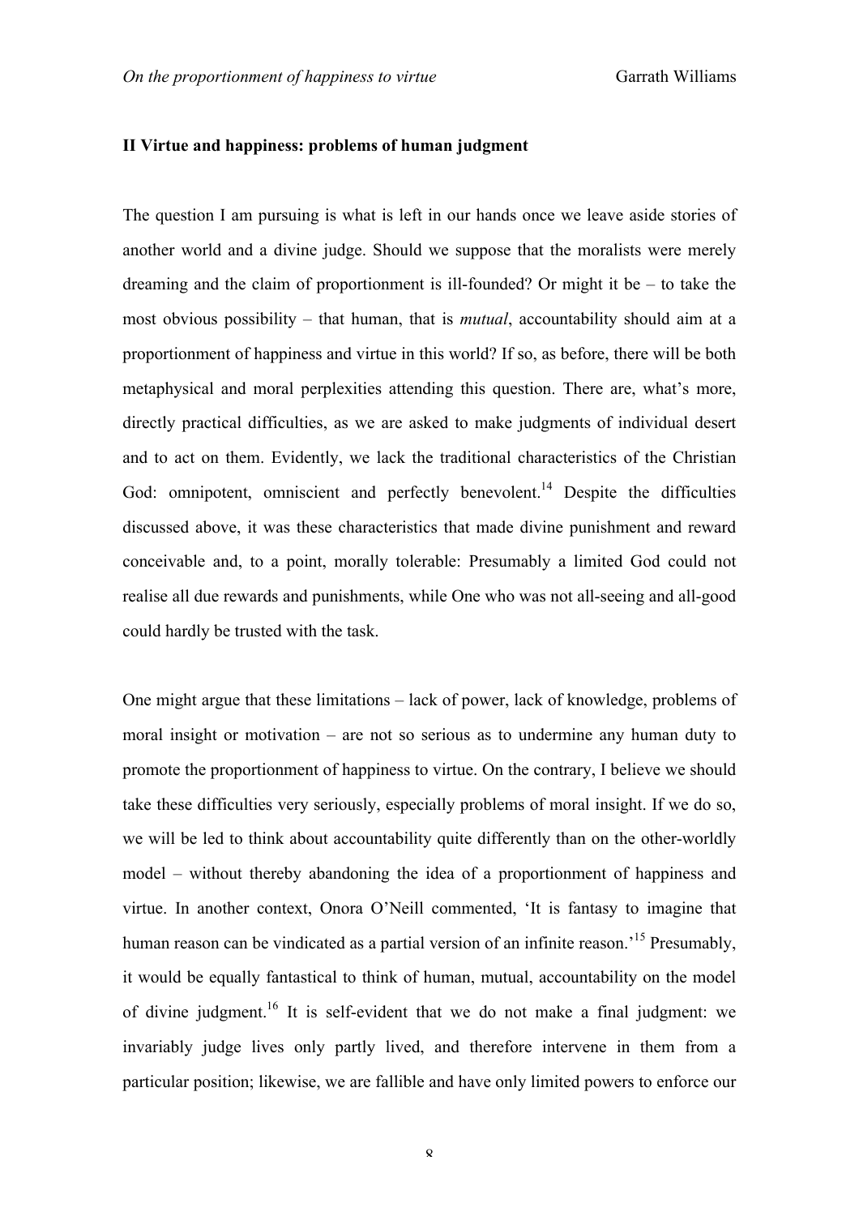## II Virtue and happiness: problems of human judgment

The question I am pursuing is what is left in our hands once we leave aside stories of another world and a divine judge. Should we suppose that the moralists were merely dreaming and the claim of proportionment is ill-founded? Or might it be – to take the most obvious possibility – that human, that is *mutual*, accountability should aim at a proportionment of happiness and virtue in this world? If so, as before, there will be both metaphysical and moral perplexities attending this question. There are, what's more, directly practical difficulties, as we are asked to make judgments of individual desert and to act on them. Evidently, we lack the traditional characteristics of the Christian God: omnipotent, omniscient and perfectly benevolent.[14] Despite the difficulties discussed above, it was these characteristics that made divine punishment and reward conceivable and, to a point, morally tolerable: Presumably a limited God could not realise all due rewards and punishments, while One who was not all-seeing and all-good could hardly be trusted with the task.

One might argue that these limitations – lack of power, lack of knowledge, problems of moral insight or motivation – are not so serious as to undermine any human duty to promote the proportionment of happiness to virtue. On the contrary, I believe we should take these difficulties very seriously, especially problems of moral insight. If we do so, we will be led to think about accountability quite differently than on the other-worldly model – without thereby abandoning the idea of a proportionment of happiness and virtue. In another context, Onora O'Neill commented, 'It is fantasy to imagine that human reason can be vindicated as a partial version of an infinite reason.'[15] Presumably, it would be equally fantastical to think of human, mutual, accountability on the model of divine judgment.[16] It is self-evident that we do not make a final judgment: we invariably judge lives only partly lived, and therefore intervene in them from a particular position; likewise, we are fallible and have only limited powers to enforce our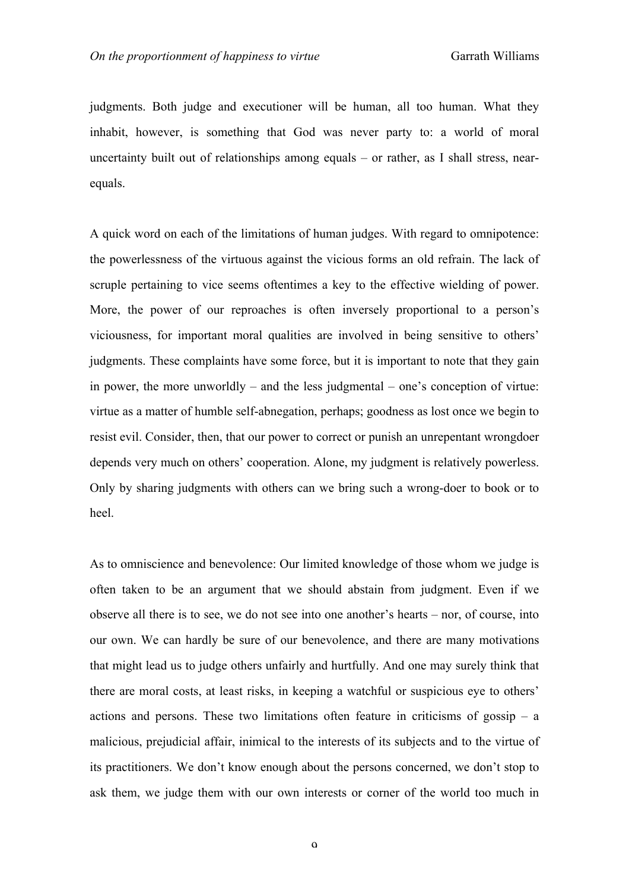judgments. Both judge and executioner will be human, all too human. What they inhabit, however, is something that God was never party to: a world of moral uncertainty built out of relationships among equals – or rather, as I shall stress, near-equals.

A quick word on each of the limitations of human judges. With regard to omnipotence: the powerlessness of the virtuous against the vicious forms an old refrain. The lack of scruple pertaining to vice seems oftentimes a key to the effective wielding of power. More, the power of our reproaches is often inversely proportional to a person's viciousness, for important moral qualities are involved in being sensitive to others' judgments. These complaints have some force, but it is important to note that they gain in power, the more unworldly – and the less judgmental – one's conception of virtue: virtue as a matter of humble self-abnegation, perhaps; goodness as lost once we begin to resist evil. Consider, then, that our power to correct or punish an unrepentant wrongdoer depends very much on others' cooperation. Alone, my judgment is relatively powerless. Only by sharing judgments with others can we bring such a wrong-doer to book or to heel.

As to omniscience and benevolence: Our limited knowledge of those whom we judge is often taken to be an argument that we should abstain from judgment. Even if we observe all there is to see, we do not see into one another's hearts – nor, of course, into our own. We can hardly be sure of our benevolence, and there are many motivations that might lead us to judge others unfairly and hurtfully. And one may surely think that there are moral costs, at least risks, in keeping a watchful or suspicious eye to others' actions and persons. These two limitations often feature in criticisms of gossip – a malicious, prejudicial affair, inimical to the interests of its subjects and to the virtue of its practitioners. We don't know enough about the persons concerned, we don't stop to ask them, we judge them with our own interests or corner of the world too much in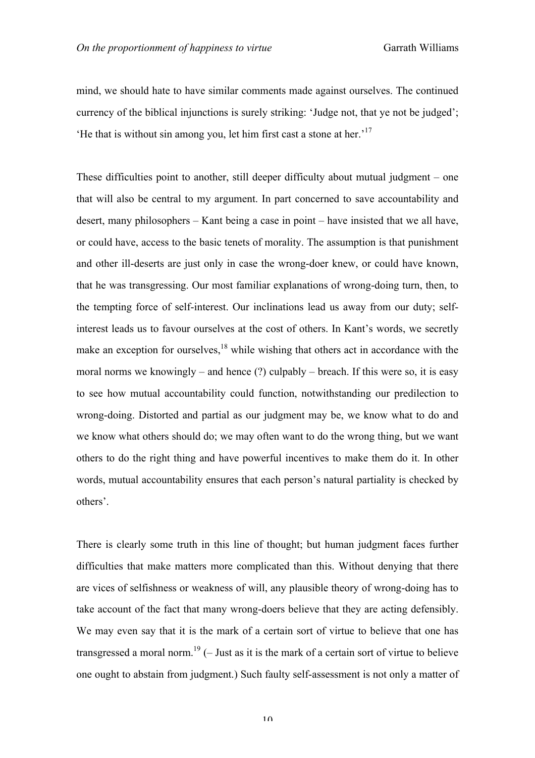mind, we should hate to have similar comments made against ourselves. The continued currency of the biblical injunctions is surely striking: 'Judge not, that ye not be judged'; 'He that is without sin among you, let him first cast a stone at her.'[17]

These difficulties point to another, still deeper difficulty about mutual judgment – one that will also be central to my argument. In part concerned to save accountability and desert, many philosophers – Kant being a case in point – have insisted that we all have, or could have, access to the basic tenets of morality. The assumption is that punishment and other ill-deserts are just only in case the wrong-doer knew, or could have known, that he was transgressing. Our most familiar explanations of wrong-doing turn, then, to the tempting force of self-interest. Our inclinations lead us away from our duty; self-interest leads us to favour ourselves at the cost of others. In Kant's words, we secretly make an exception for ourselves,[18] while wishing that others act in accordance with the moral norms we knowingly – and hence (?) culpably – breach. If this were so, it is easy to see how mutual accountability could function, notwithstanding our predilection to wrong-doing. Distorted and partial as our judgment may be, we know what to do and we know what others should do; we may often want to do the wrong thing, but we want others to do the right thing and have powerful incentives to make them do it. In other words, mutual accountability ensures that each person's natural partiality is checked by others'.

There is clearly some truth in this line of thought; but human judgment faces further difficulties that make matters more complicated than this. Without denying that there are vices of selfishness or weakness of will, any plausible theory of wrong-doing has to take account of the fact that many wrong-doers believe that they are acting defensibly. We may even say that it is the mark of a certain sort of virtue to believe that one has transgressed a moral norm.[19] (– Just as it is the mark of a certain sort of virtue to believe one ought to abstain from judgment.) Such faulty self-assessment is not only a matter of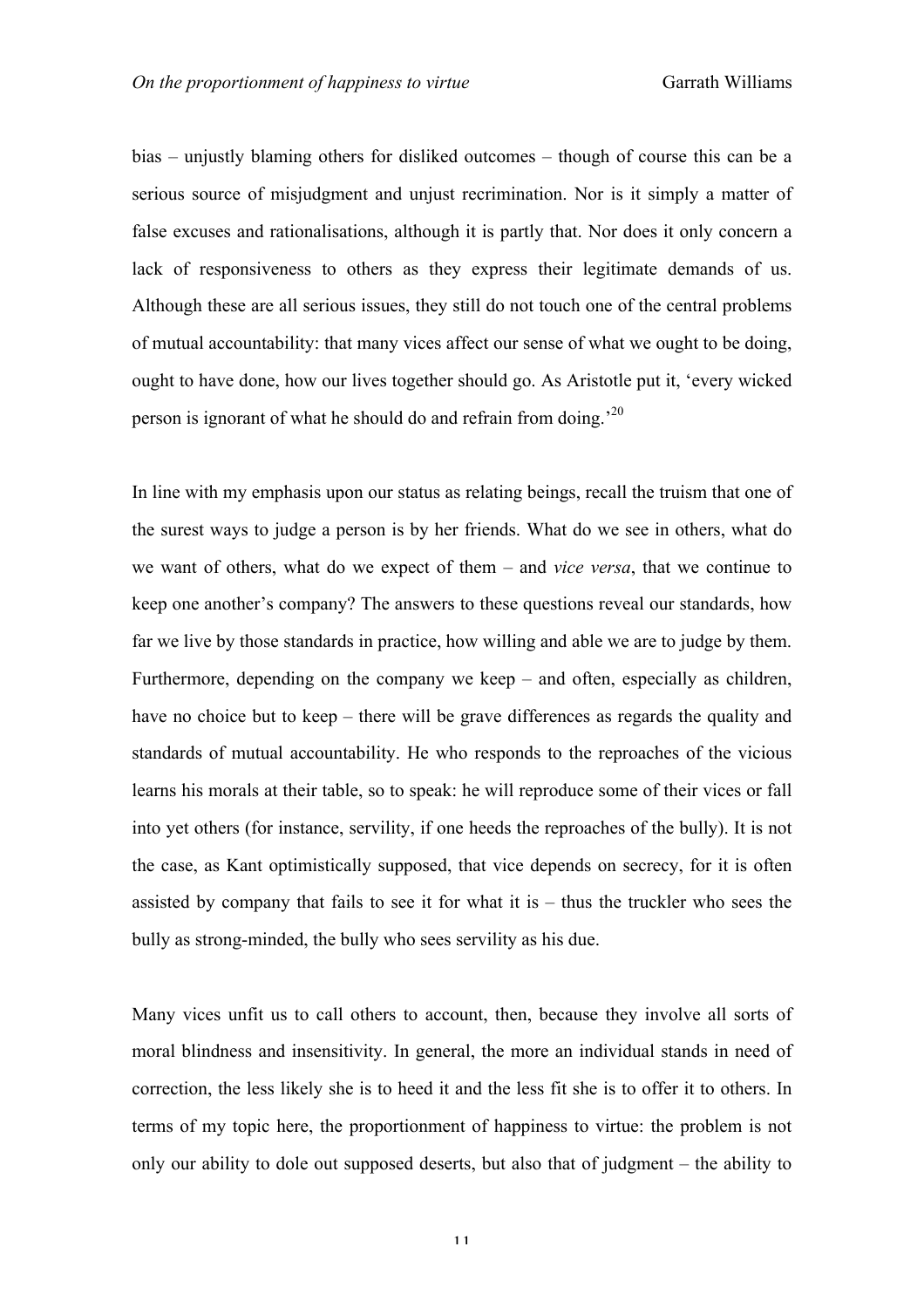bias – unjustly blaming others for disliked outcomes – though of course this can be a serious source of misjudgment and unjust recrimination. Nor is it simply a matter of false excuses and rationalisations, although it is partly that. Nor does it only concern a lack of responsiveness to others as they express their legitimate demands of us. Although these are all serious issues, they still do not touch one of the central problems of mutual accountability: that many vices affect our sense of what we ought to be doing, ought to have done, how our lives together should go. As Aristotle put it, 'every wicked person is ignorant of what he should do and refrain from doing.'[20]

In line with my emphasis upon our status as relating beings, recall the truism that one of the surest ways to judge a person is by her friends. What do we see in others, what do we want of others, what do we expect of them – and *vice versa*, that we continue to keep one another's company? The answers to these questions reveal our standards, how far we live by those standards in practice, how willing and able we are to judge by them. Furthermore, depending on the company we keep – and often, especially as children, have no choice but to keep – there will be grave differences as regards the quality and standards of mutual accountability. He who responds to the reproaches of the vicious learns his morals at their table, so to speak: he will reproduce some of their vices or fall into yet others (for instance, servility, if one heeds the reproaches of the bully). It is not the case, as Kant optimistically supposed, that vice depends on secrecy, for it is often assisted by company that fails to see it for what it is – thus the truckler who sees the bully as strong-minded, the bully who sees servility as his due.

Many vices unfit us to call others to account, then, because they involve all sorts of moral blindness and insensitivity. In general, the more an individual stands in need of correction, the less likely she is to heed it and the less fit she is to offer it to others. In terms of my topic here, the proportionment of happiness to virtue: the problem is not only our ability to dole out supposed deserts, but also that of judgment – the ability to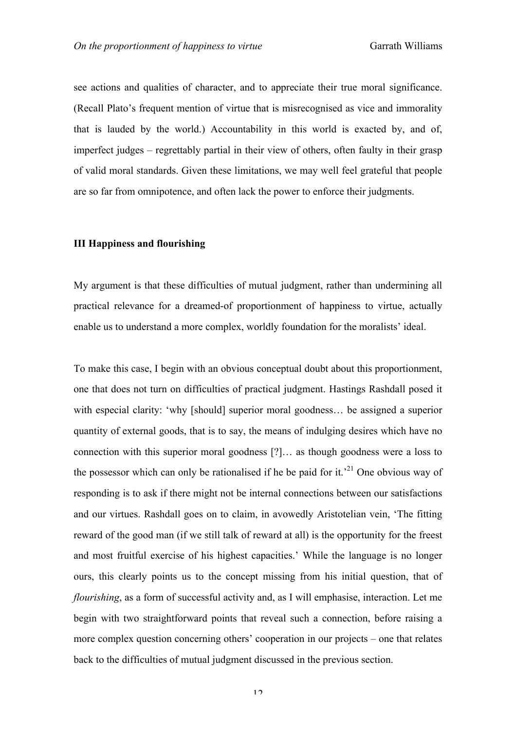see actions and qualities of character, and to appreciate their true moral significance. (Recall Plato's frequent mention of virtue that is misrecognised as vice and immorality that is lauded by the world.) Accountability in this world is exacted by, and of, imperfect judges – regrettably partial in their view of others, often faulty in their grasp of valid moral standards. Given these limitations, we may well feel grateful that people are so far from omnipotence, and often lack the power to enforce their judgments.

### III Happiness and flourishing

My argument is that these difficulties of mutual judgment, rather than undermining all practical relevance for a dreamed-of proportionment of happiness to virtue, actually enable us to understand a more complex, worldly foundation for the moralists' ideal.

To make this case, I begin with an obvious conceptual doubt about this proportionment, one that does not turn on difficulties of practical judgment. Hastings Rashdall posed it with especial clarity: 'why [should] superior moral goodness… be assigned a superior quantity of external goods, that is to say, the means of indulging desires which have no connection with this superior moral goodness [?]… as though goodness were a loss to the possessor which can only be rationalised if he be paid for it.'[21] One obvious way of responding is to ask if there might not be internal connections between our satisfactions and our virtues. Rashdall goes on to claim, in avowedly Aristotelian vein, 'The fitting reward of the good man (if we still talk of reward at all) is the opportunity for the freest and most fruitful exercise of his highest capacities.' While the language is no longer ours, this clearly points us to the concept missing from his initial question, that of *flourishing*, as a form of successful activity and, as I will emphasise, interaction. Let me begin with two straightforward points that reveal such a connection, before raising a more complex question concerning others' cooperation in our projects – one that relates back to the difficulties of mutual judgment discussed in the previous section.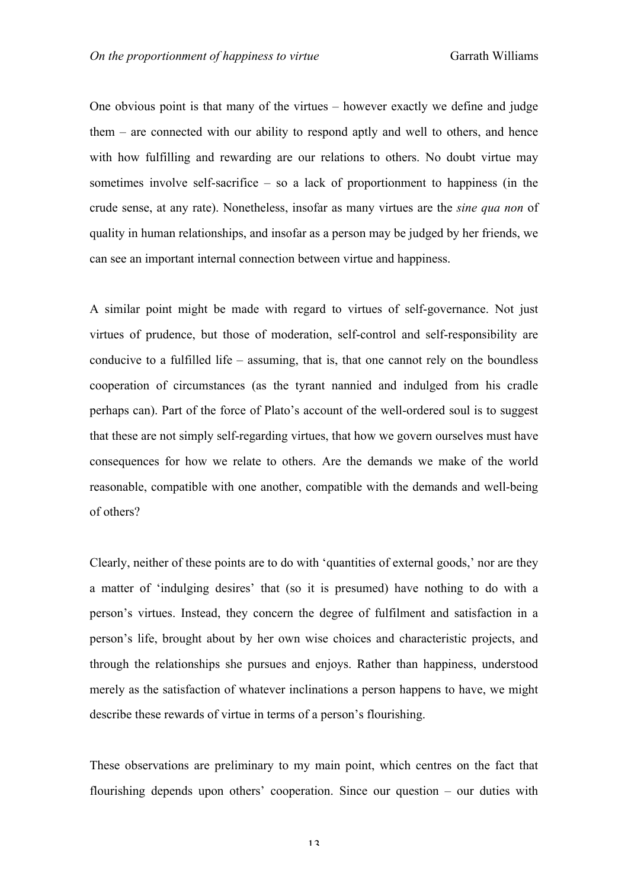One obvious point is that many of the virtues – however exactly we define and judge them – are connected with our ability to respond aptly and well to others, and hence with how fulfilling and rewarding are our relations to others. No doubt virtue may sometimes involve self-sacrifice – so a lack of proportionment to happiness (in the crude sense, at any rate). Nonetheless, insofar as many virtues are the *sine qua non* of quality in human relationships, and insofar as a person may be judged by her friends, we can see an important internal connection between virtue and happiness.

A similar point might be made with regard to virtues of self-governance. Not just virtues of prudence, but those of moderation, self-control and self-responsibility are conducive to a fulfilled life – assuming, that is, that one cannot rely on the boundless cooperation of circumstances (as the tyrant nannied and indulged from his cradle perhaps can). Part of the force of Plato's account of the well-ordered soul is to suggest that these are not simply self-regarding virtues, that how we govern ourselves must have consequences for how we relate to others. Are the demands we make of the world reasonable, compatible with one another, compatible with the demands and well-being of others?

Clearly, neither of these points are to do with 'quantities of external goods,' nor are they a matter of 'indulging desires' that (so it is presumed) have nothing to do with a person's virtues. Instead, they concern the degree of fulfilment and satisfaction in a person's life, brought about by her own wise choices and characteristic projects, and through the relationships she pursues and enjoys. Rather than happiness, understood merely as the satisfaction of whatever inclinations a person happens to have, we might describe these rewards of virtue in terms of a person's flourishing.

These observations are preliminary to my main point, which centres on the fact that flourishing depends upon others' cooperation. Since our question – our duties with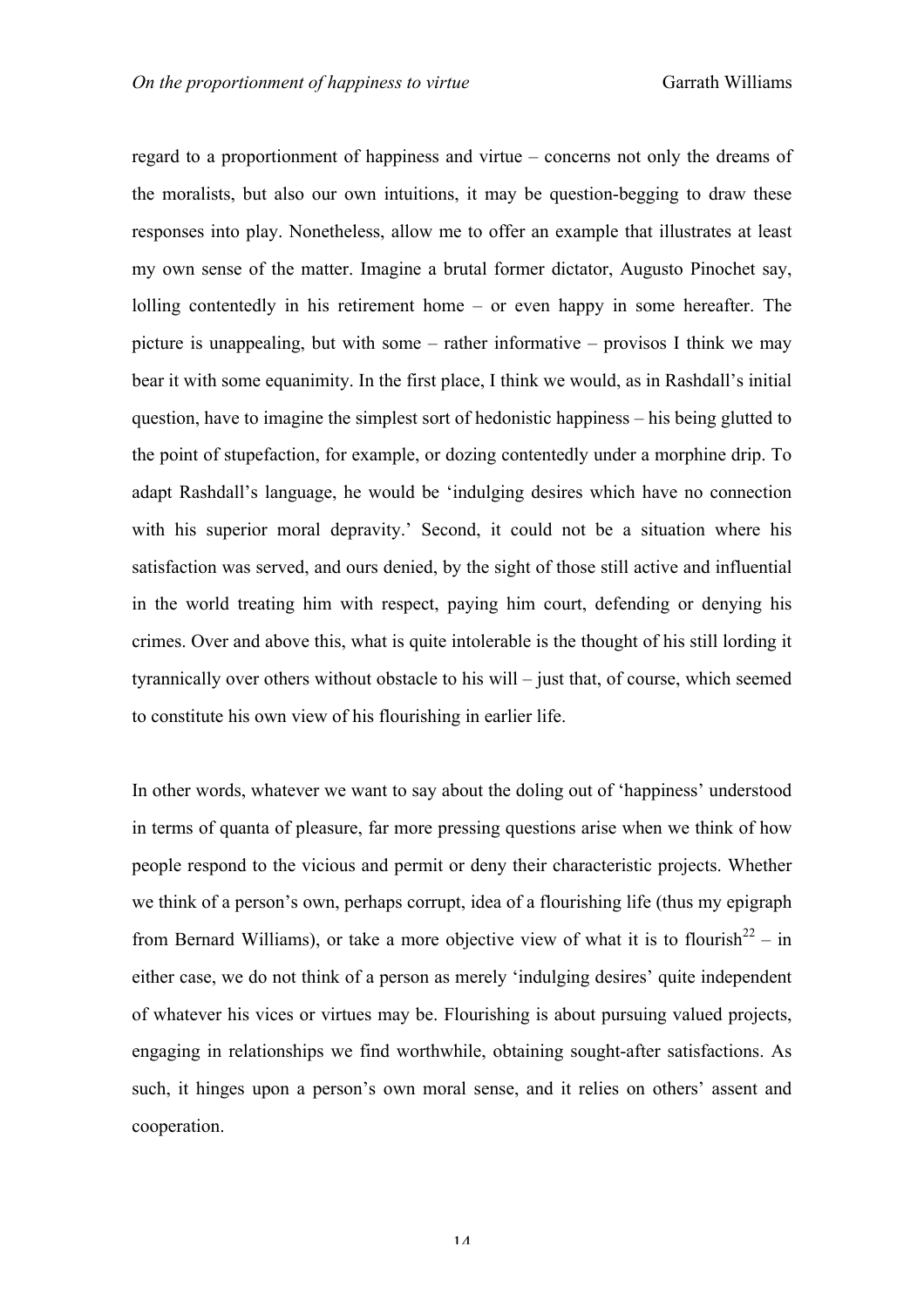regard to a proportionment of happiness and virtue – concerns not only the dreams of the moralists, but also our own intuitions, it may be question-begging to draw these responses into play. Nonetheless, allow me to offer an example that illustrates at least my own sense of the matter. Imagine a brutal former dictator, Augusto Pinochet say, lolling contentedly in his retirement home – or even happy in some hereafter. The picture is unappealing, but with some – rather informative – provisos I think we may bear it with some equanimity. In the first place, I think we would, as in Rashdall's initial question, have to imagine the simplest sort of hedonistic happiness – his being glutted to the point of stupefaction, for example, or dozing contentedly under a morphine drip. To adapt Rashdall's language, he would be 'indulging desires which have no connection with his superior moral depravity.' Second, it could not be a situation where his satisfaction was served, and ours denied, by the sight of those still active and influential in the world treating him with respect, paying him court, defending or denying his crimes. Over and above this, what is quite intolerable is the thought of his still lording it tyrannically over others without obstacle to his will – just that, of course, which seemed to constitute his own view of his flourishing in earlier life.

In other words, whatever we want to say about the doling out of 'happiness' understood in terms of quanta of pleasure, far more pressing questions arise when we think of how people respond to the vicious and permit or deny their characteristic projects. Whether we think of a person's own, perhaps corrupt, idea of a flourishing life (thus my epigraph from Bernard Williams), or take a more objective view of what it is to flourish[22] – in either case, we do not think of a person as merely 'indulging desires' quite independent of whatever his vices or virtues may be. Flourishing is about pursuing valued projects, engaging in relationships we find worthwhile, obtaining sought-after satisfactions. As such, it hinges upon a person's own moral sense, and it relies on others' assent and cooperation.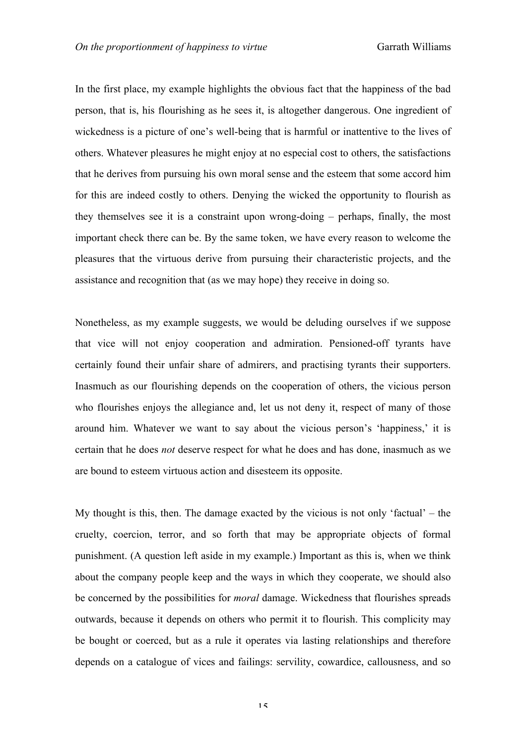In the first place, my example highlights the obvious fact that the happiness of the bad person, that is, his flourishing as he sees it, is altogether dangerous. One ingredient of wickedness is a picture of one's well-being that is harmful or inattentive to the lives of others. Whatever pleasures he might enjoy at no especial cost to others, the satisfactions that he derives from pursuing his own moral sense and the esteem that some accord him for this are indeed costly to others. Denying the wicked the opportunity to flourish as they themselves see it is a constraint upon wrong-doing – perhaps, finally, the most important check there can be. By the same token, we have every reason to welcome the pleasures that the virtuous derive from pursuing their characteristic projects, and the assistance and recognition that (as we may hope) they receive in doing so.

Nonetheless, as my example suggests, we would be deluding ourselves if we suppose that vice will not enjoy cooperation and admiration. Pensioned-off tyrants have certainly found their unfair share of admirers, and practising tyrants their supporters. Inasmuch as our flourishing depends on the cooperation of others, the vicious person who flourishes enjoys the allegiance and, let us not deny it, respect of many of those around him. Whatever we want to say about the vicious person's 'happiness,' it is certain that he does *not* deserve respect for what he does and has done, inasmuch as we are bound to esteem virtuous action and disesteem its opposite.

My thought is this, then. The damage exacted by the vicious is not only 'factual' – the cruelty, coercion, terror, and so forth that may be appropriate objects of formal punishment. (A question left aside in my example.) Important as this is, when we think about the company people keep and the ways in which they cooperate, we should also be concerned by the possibilities for *moral* damage. Wickedness that flourishes spreads outwards, because it depends on others who permit it to flourish. This complicity may be bought or coerced, but as a rule it operates via lasting relationships and therefore depends on a catalogue of vices and failings: servility, cowardice, callousness, and so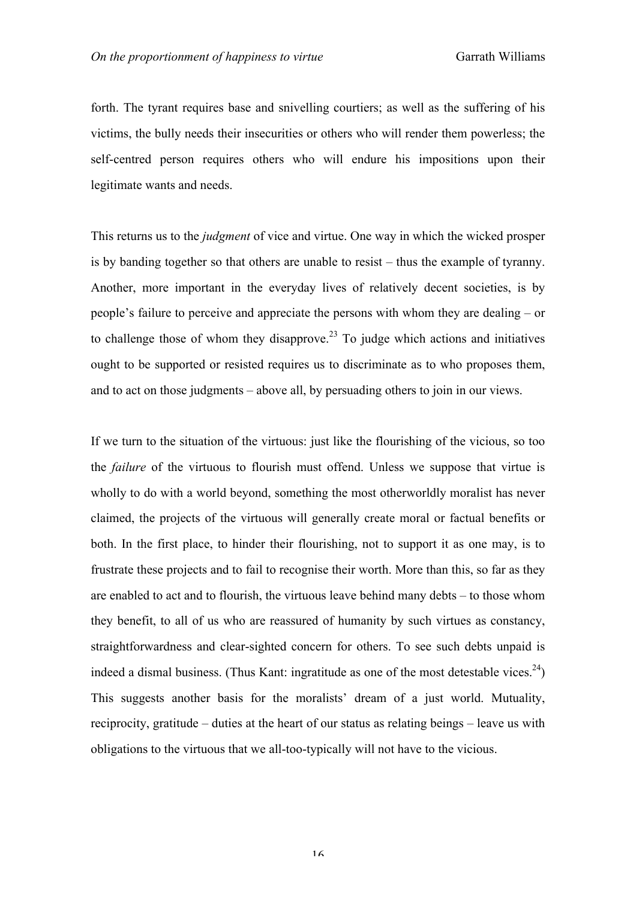forth. The tyrant requires base and snivelling courtiers; as well as the suffering of his victims, the bully needs their insecurities or others who will render them powerless; the self-centred person requires others who will endure his impositions upon their legitimate wants and needs.

This returns us to the *judgment* of vice and virtue. One way in which the wicked prosper is by banding together so that others are unable to resist – thus the example of tyranny. Another, more important in the everyday lives of relatively decent societies, is by people's failure to perceive and appreciate the persons with whom they are dealing – or to challenge those of whom they disapprove.[23] To judge which actions and initiatives ought to be supported or resisted requires us to discriminate as to who proposes them, and to act on those judgments – above all, by persuading others to join in our views.

If we turn to the situation of the virtuous: just like the flourishing of the vicious, so too the *failure* of the virtuous to flourish must offend. Unless we suppose that virtue is wholly to do with a world beyond, something the most otherworldly moralist has never claimed, the projects of the virtuous will generally create moral or factual benefits or both. In the first place, to hinder their flourishing, not to support it as one may, is to frustrate these projects and to fail to recognise their worth. More than this, so far as they are enabled to act and to flourish, the virtuous leave behind many debts – to those whom they benefit, to all of us who are reassured of humanity by such virtues as constancy, straightforwardness and clear-sighted concern for others. To see such debts unpaid is indeed a dismal business. (Thus Kant: ingratitude as one of the most detestable vices.[24]) This suggests another basis for the moralists' dream of a just world. Mutuality, reciprocity, gratitude – duties at the heart of our status as relating beings – leave us with obligations to the virtuous that we all-too-typically will not have to the vicious.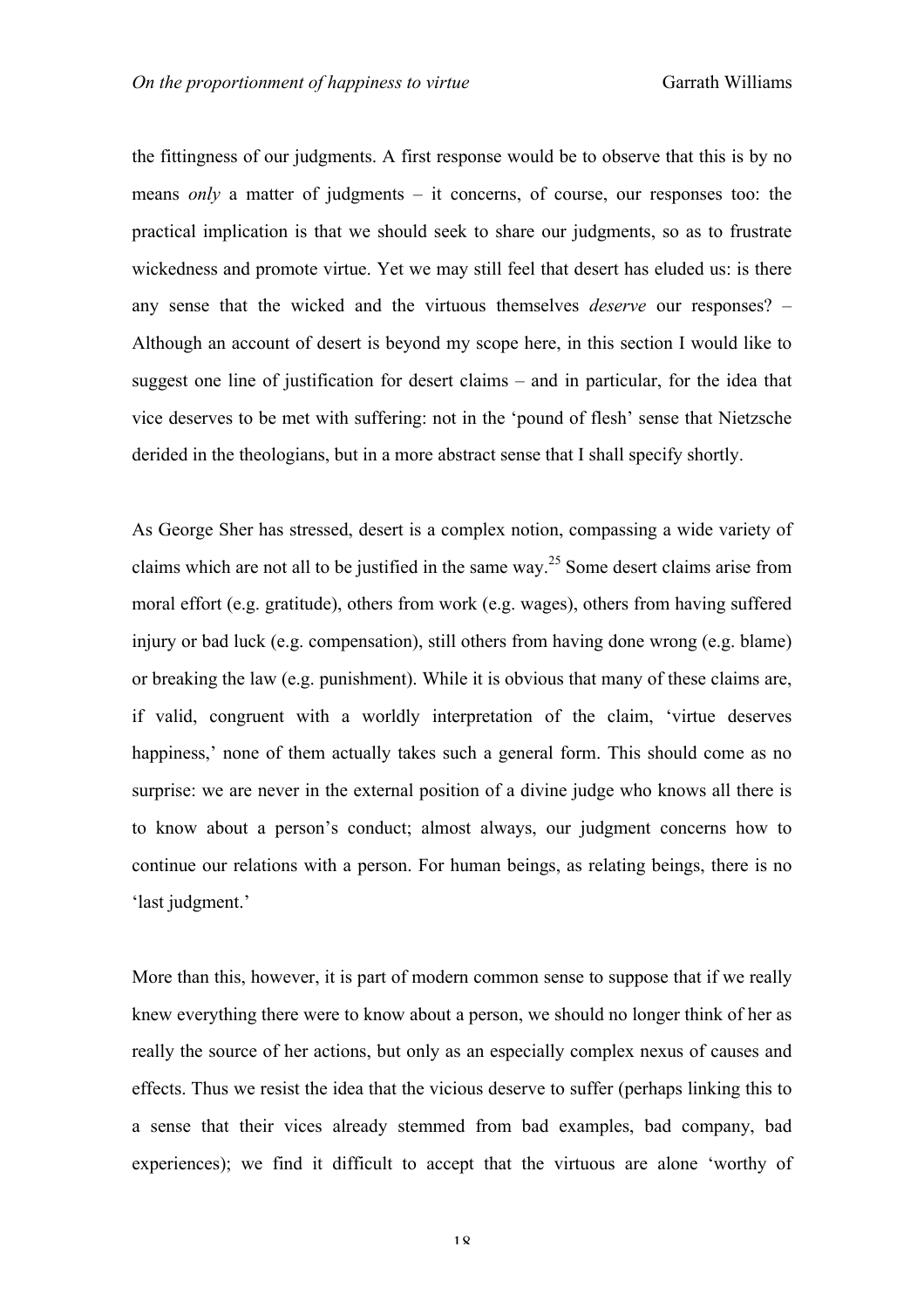the fittingness of our judgments. A first response would be to observe that this is by no means *only* a matter of judgments – it concerns, of course, our responses too: the practical implication is that we should seek to share our judgments, so as to frustrate wickedness and promote virtue. Yet we may still feel that desert has eluded us: is there any sense that the wicked and the virtuous themselves *deserve* our responses? – Although an account of desert is beyond my scope here, in this section I would like to suggest one line of justification for desert claims – and in particular, for the idea that vice deserves to be met with suffering: not in the 'pound of flesh' sense that Nietzsche derided in the theologians, but in a more abstract sense that I shall specify shortly.

As George Sher has stressed, desert is a complex notion, compassing a wide variety of claims which are not all to be justified in the same way.[25] Some desert claims arise from moral effort (e.g. gratitude), others from work (e.g. wages), others from having suffered injury or bad luck (e.g. compensation), still others from having done wrong (e.g. blame) or breaking the law (e.g. punishment). While it is obvious that many of these claims are, if valid, congruent with a worldly interpretation of the claim, 'virtue deserves happiness,' none of them actually takes such a general form. This should come as no surprise: we are never in the external position of a divine judge who knows all there is to know about a person's conduct; almost always, our judgment concerns how to continue our relations with a person. For human beings, as relating beings, there is no 'last judgment.'

More than this, however, it is part of modern common sense to suppose that if we really knew everything there were to know about a person, we should no longer think of her as really the source of her actions, but only as an especially complex nexus of causes and effects. Thus we resist the idea that the vicious deserve to suffer (perhaps linking this to a sense that their vices already stemmed from bad examples, bad company, bad experiences); we find it difficult to accept that the virtuous are alone 'worthy of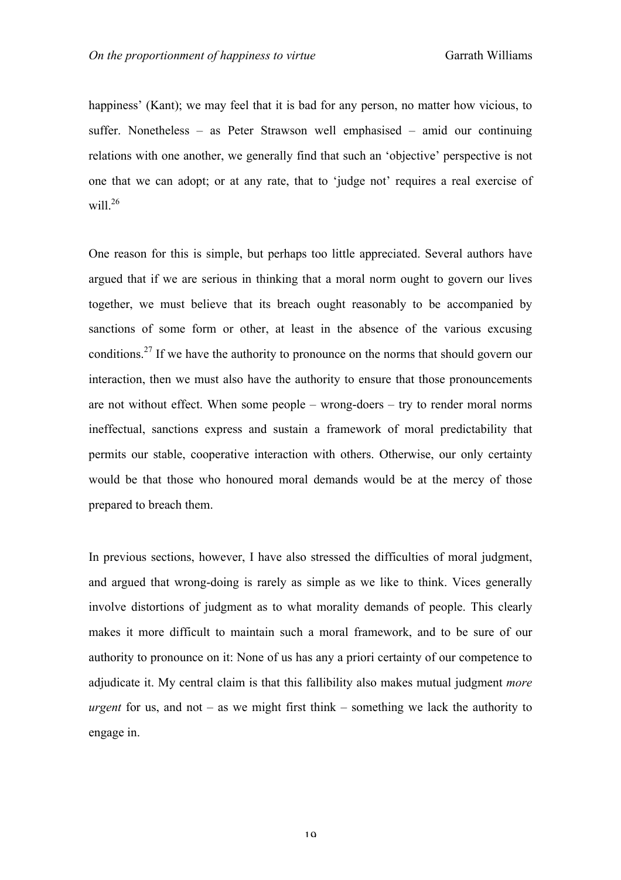happiness' (Kant); we may feel that it is bad for any person, no matter how vicious, to suffer. Nonetheless – as Peter Strawson well emphasised – amid our continuing relations with one another, we generally find that such an 'objective' perspective is not one that we can adopt; or at any rate, that to 'judge not' requires a real exercise of will.[26]

One reason for this is simple, but perhaps too little appreciated. Several authors have argued that if we are serious in thinking that a moral norm ought to govern our lives together, we must believe that its breach ought reasonably to be accompanied by sanctions of some form or other, at least in the absence of the various excusing conditions.[27] If we have the authority to pronounce on the norms that should govern our interaction, then we must also have the authority to ensure that those pronouncements are not without effect. When some people – wrong-doers – try to render moral norms ineffectual, sanctions express and sustain a framework of moral predictability that permits our stable, cooperative interaction with others. Otherwise, our only certainty would be that those who honoured moral demands would be at the mercy of those prepared to breach them.

In previous sections, however, I have also stressed the difficulties of moral judgment, and argued that wrong-doing is rarely as simple as we like to think. Vices generally involve distortions of judgment as to what morality demands of people. This clearly makes it more difficult to maintain such a moral framework, and to be sure of our authority to pronounce on it: None of us has any a priori certainty of our competence to adjudicate it. My central claim is that this fallibility also makes mutual judgment *more urgent* for us, and not – as we might first think – something we lack the authority to engage in.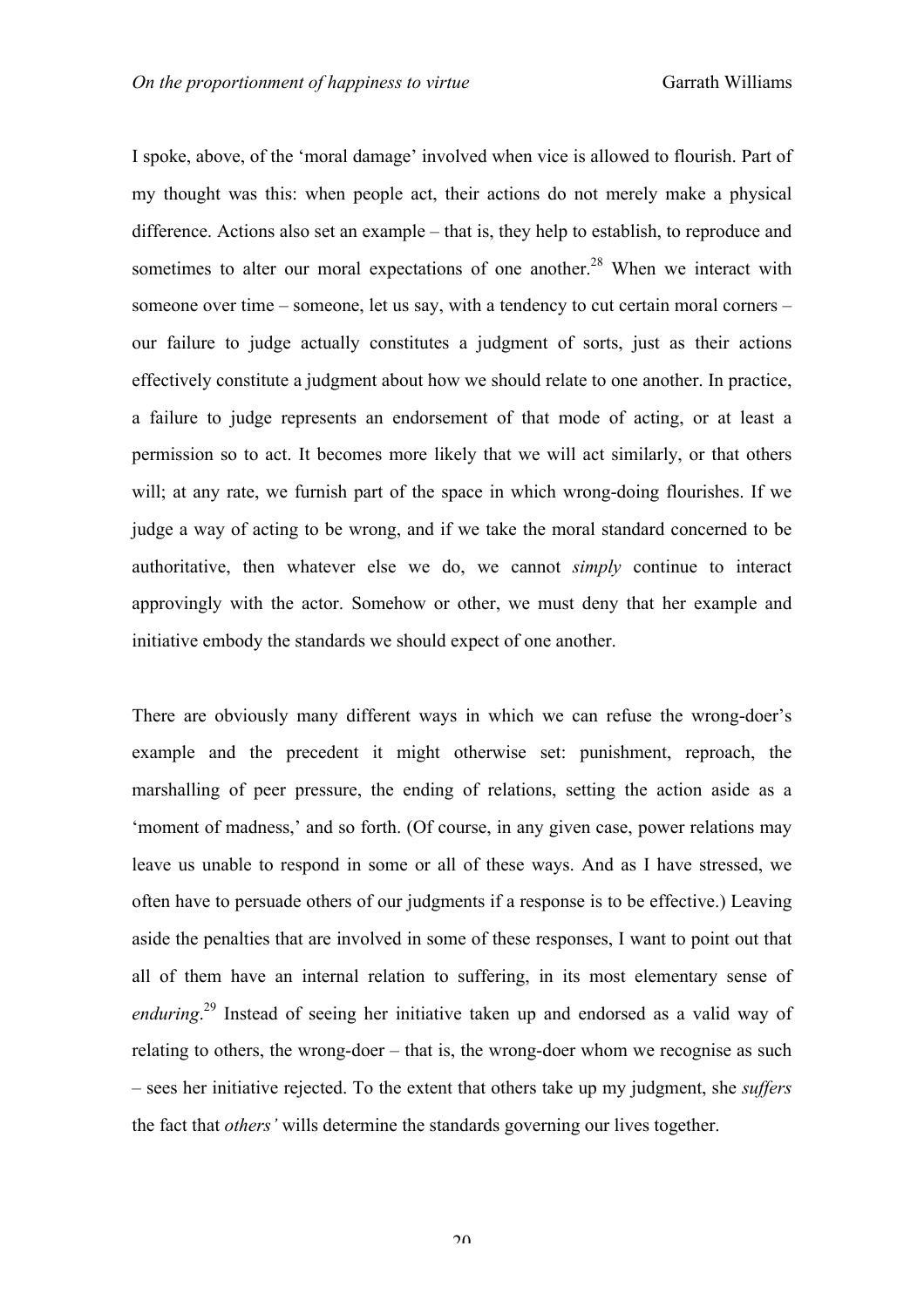I spoke, above, of the 'moral damage' involved when vice is allowed to flourish. Part of my thought was this: when people act, their actions do not merely make a physical difference. Actions also set an example – that is, they help to establish, to reproduce and sometimes to alter our moral expectations of one another.[28] When we interact with someone over time – someone, let us say, with a tendency to cut certain moral corners – our failure to judge actually constitutes a judgment of sorts, just as their actions effectively constitute a judgment about how we should relate to one another. In practice, a failure to judge represents an endorsement of that mode of acting, or at least a permission so to act. It becomes more likely that we will act similarly, or that others will; at any rate, we furnish part of the space in which wrong-doing flourishes. If we judge a way of acting to be wrong, and if we take the moral standard concerned to be authoritative, then whatever else we do, we cannot *simply* continue to interact approvingly with the actor. Somehow or other, we must deny that her example and initiative embody the standards we should expect of one another.

There are obviously many different ways in which we can refuse the wrong-doer's example and the precedent it might otherwise set: punishment, reproach, the marshalling of peer pressure, the ending of relations, setting the action aside as a 'moment of madness,' and so forth. (Of course, in any given case, power relations may leave us unable to respond in some or all of these ways. And as I have stressed, we often have to persuade others of our judgments if a response is to be effective.) Leaving aside the penalties that are involved in some of these responses, I want to point out that all of them have an internal relation to suffering, in its most elementary sense of *enduring*.[29] Instead of seeing her initiative taken up and endorsed as a valid way of relating to others, the wrong-doer – that is, the wrong-doer whom we recognise as such – sees her initiative rejected. To the extent that others take up my judgment, she *suffers* the fact that *others'* wills determine the standards governing our lives together.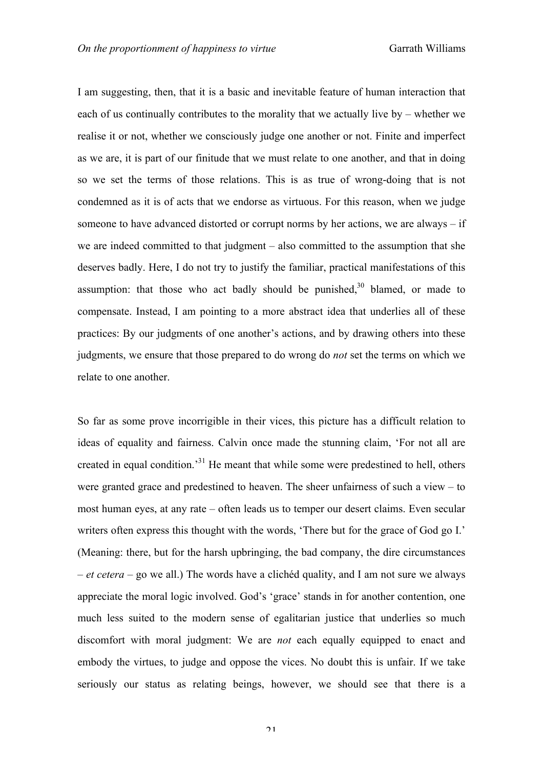I am suggesting, then, that it is a basic and inevitable feature of human interaction that each of us continually contributes to the morality that we actually live by – whether we realise it or not, whether we consciously judge one another or not. Finite and imperfect as we are, it is part of our finitude that we must relate to one another, and that in doing so we set the terms of those relations. This is as true of wrong-doing that is not condemned as it is of acts that we endorse as virtuous. For this reason, when we judge someone to have advanced distorted or corrupt norms by her actions, we are always – if we are indeed committed to that judgment – also committed to the assumption that she deserves badly. Here, I do not try to justify the familiar, practical manifestations of this assumption: that those who act badly should be punished,[30] blamed, or made to compensate. Instead, I am pointing to a more abstract idea that underlies all of these practices: By our judgments of one another's actions, and by drawing others into these judgments, we ensure that those prepared to do wrong do *not* set the terms on which we relate to one another.

So far as some prove incorrigible in their vices, this picture has a difficult relation to ideas of equality and fairness. Calvin once made the stunning claim, 'For not all are created in equal condition.'[31] He meant that while some were predestined to hell, others were granted grace and predestined to heaven. The sheer unfairness of such a view – to most human eyes, at any rate – often leads us to temper our desert claims. Even secular writers often express this thought with the words, 'There but for the grace of God go I.' (Meaning: there, but for the harsh upbringing, the bad company, the dire circumstances – *et cetera* – go we all.) The words have a clichéd quality, and I am not sure we always appreciate the moral logic involved. God's 'grace' stands in for another contention, one much less suited to the modern sense of egalitarian justice that underlies so much discomfort with moral judgment: We are *not* each equally equipped to enact and embody the virtues, to judge and oppose the vices. No doubt this is unfair. If we take seriously our status as relating beings, however, we should see that there is a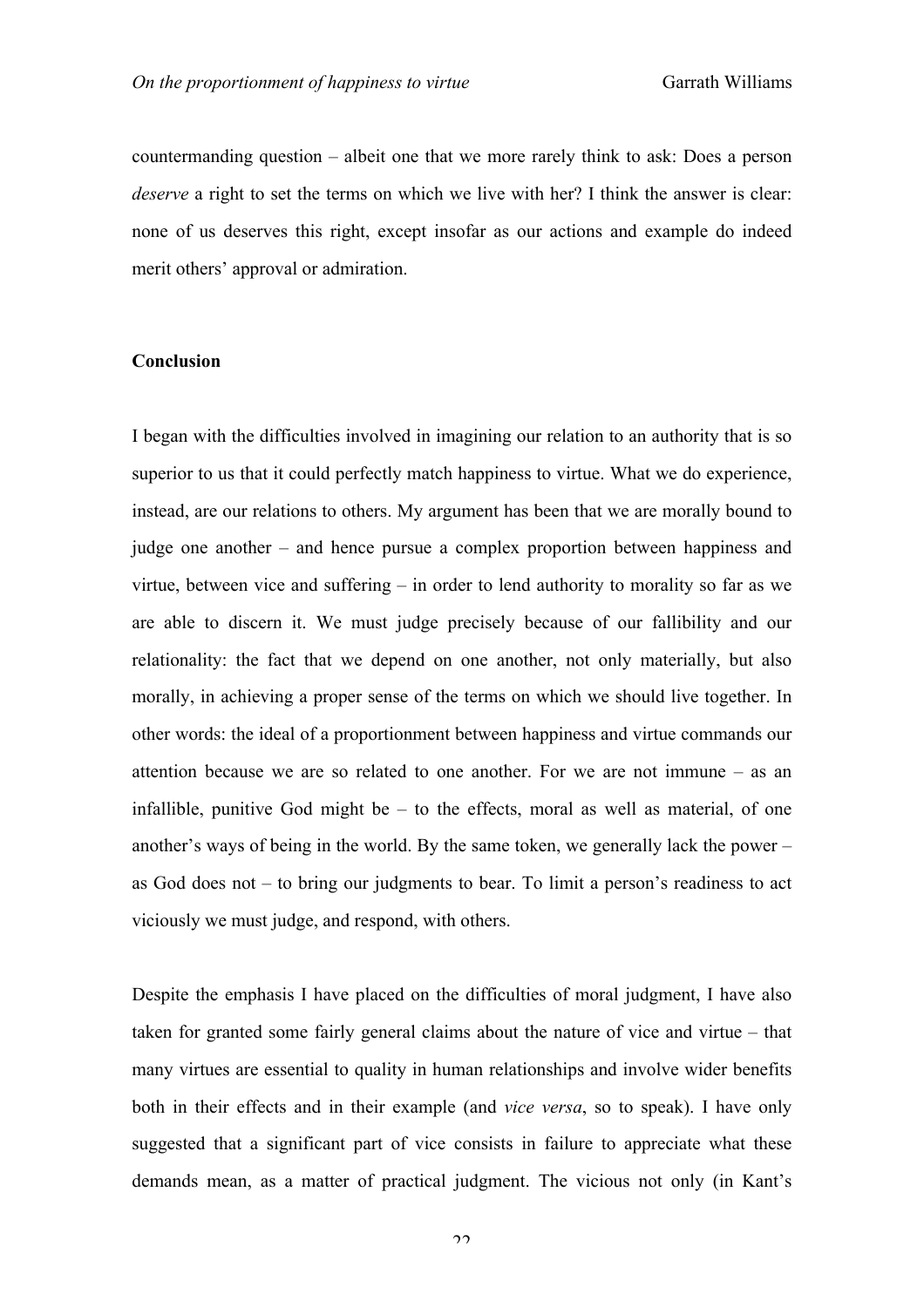countermanding question – albeit one that we more rarely think to ask: Does a person *deserve* a right to set the terms on which we live with her? I think the answer is clear: none of us deserves this right, except insofar as our actions and example do indeed merit others' approval or admiration.

**Conclusion**

I began with the difficulties involved in imagining our relation to an authority that is so superior to us that it could perfectly match happiness to virtue. What we do experience, instead, are our relations to others. My argument has been that we are morally bound to judge one another – and hence pursue a complex proportion between happiness and virtue, between vice and suffering – in order to lend authority to morality so far as we are able to discern it. We must judge precisely because of our fallibility and our relationality: the fact that we depend on one another, not only materially, but also morally, in achieving a proper sense of the terms on which we should live together. In other words: the ideal of a proportionment between happiness and virtue commands our attention because we are so related to one another. For we are not immune – as an infallible, punitive God might be – to the effects, moral as well as material, of one another's ways of being in the world. By the same token, we generally lack the power – as God does not – to bring our judgments to bear. To limit a person's readiness to act viciously we must judge, and respond, with others.

Despite the emphasis I have placed on the difficulties of moral judgment, I have also taken for granted some fairly general claims about the nature of vice and virtue – that many virtues are essential to quality in human relationships and involve wider benefits both in their effects and in their example (and *vice versa*, so to speak). I have only suggested that a significant part of vice consists in failure to appreciate what these demands mean, as a matter of practical judgment. The vicious not only (in Kant's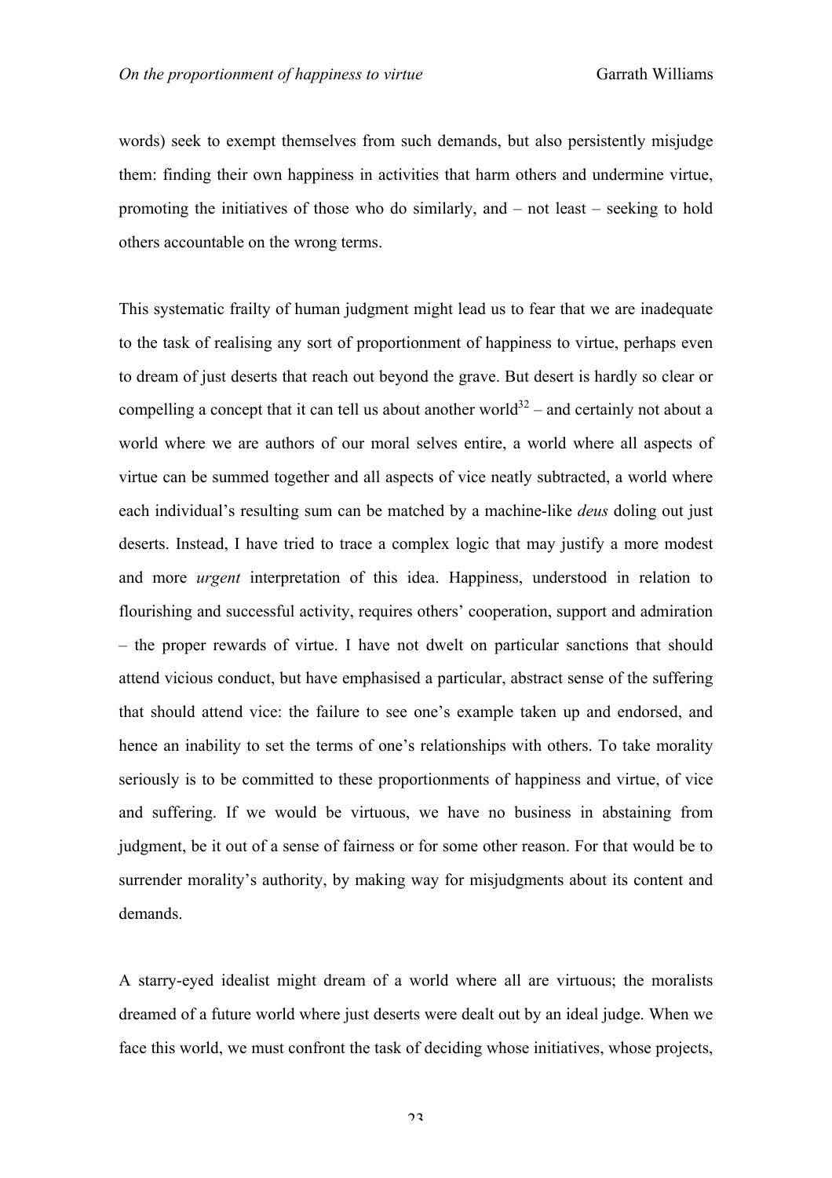words) seek to exempt themselves from such demands, but also persistently misjudge them: finding their own happiness in activities that harm others and undermine virtue, promoting the initiatives of those who do similarly, and – not least – seeking to hold others accountable on the wrong terms.

This systematic frailty of human judgment might lead us to fear that we are inadequate to the task of realising any sort of proportionment of happiness to virtue, perhaps even to dream of just deserts that reach out beyond the grave. But desert is hardly so clear or compelling a concept that it can tell us about another world[32] – and certainly not about a world where we are authors of our moral selves entire, a world where all aspects of virtue can be summed together and all aspects of vice neatly subtracted, a world where each individual's resulting sum can be matched by a machine-like *deus* doling out just deserts. Instead, I have tried to trace a complex logic that may justify a more modest and more *urgent* interpretation of this idea. Happiness, understood in relation to flourishing and successful activity, requires others' cooperation, support and admiration – the proper rewards of virtue. I have not dwelt on particular sanctions that should attend vicious conduct, but have emphasised a particular, abstract sense of the suffering that should attend vice: the failure to see one's example taken up and endorsed, and hence an inability to set the terms of one's relationships with others. To take morality seriously is to be committed to these proportionments of happiness and virtue, of vice and suffering. If we would be virtuous, we have no business in abstaining from judgment, be it out of a sense of fairness or for some other reason. For that would be to surrender morality's authority, by making way for misjudgments about its content and demands.

A starry-eyed idealist might dream of a world where all are virtuous; the moralists dreamed of a future world where just deserts were dealt out by an ideal judge. When we face this world, we must confront the task of deciding whose initiatives, whose projects,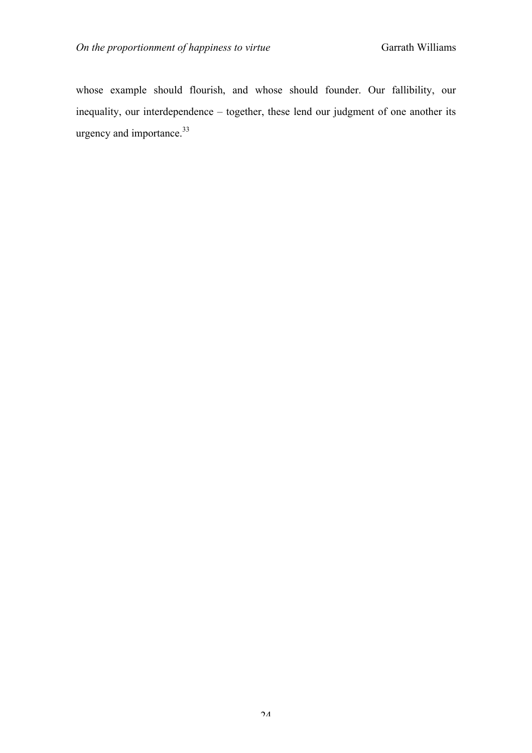whose example should flourish, and whose should founder. Our fallibility, our inequality, our interdependence – together, these lend our judgment of one another its urgency and importance.[33]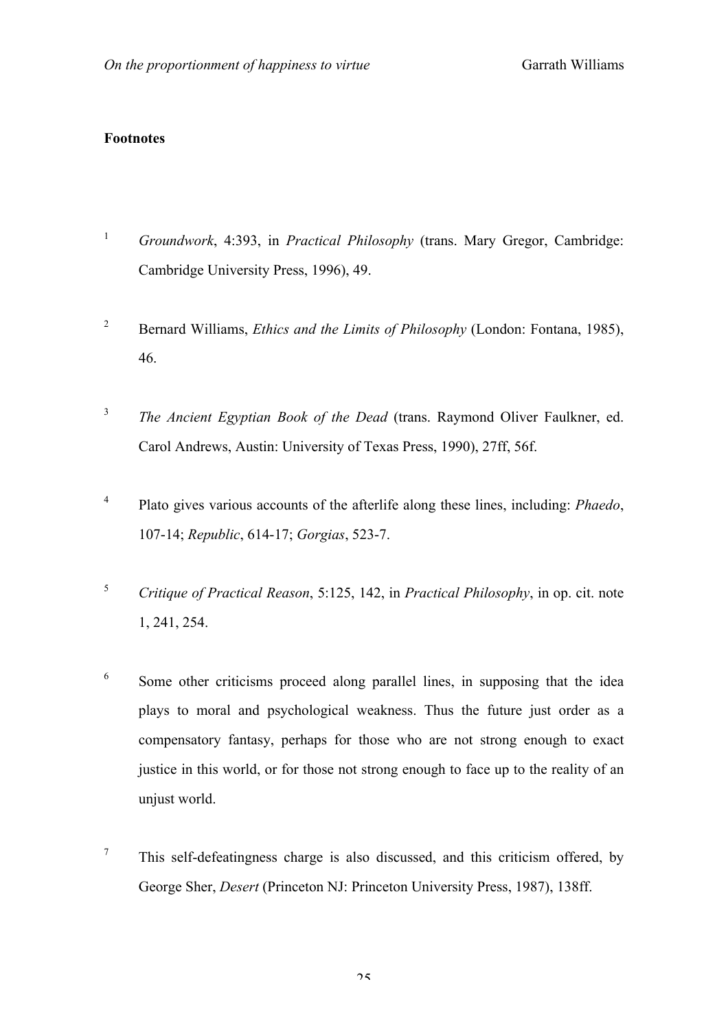**Footnotes**

1. *Groundwork*, 4:393, in *Practical Philosophy* (trans. Mary Gregor, Cambridge: Cambridge University Press, 1996), 49.

2. Bernard Williams, *Ethics and the Limits of Philosophy* (London: Fontana, 1985), 46.

3. *The Ancient Egyptian Book of the Dead* (trans. Raymond Oliver Faulkner, ed. Carol Andrews, Austin: University of Texas Press, 1990), 27ff, 56f.

4. Plato gives various accounts of the afterlife along these lines, including: *Phaedo*, 107-14; *Republic*, 614-17; *Gorgias*, 523-7.

5. *Critique of Practical Reason*, 5:125, 142, in *Practical Philosophy*, in op. cit. note 1, 241, 254.

6. Some other criticisms proceed along parallel lines, in supposing that the idea plays to moral and psychological weakness. Thus the future just order as a compensatory fantasy, perhaps for those who are not strong enough to exact justice in this world, or for those not strong enough to face up to the reality of an unjust world.

7. This self-defeatingness charge is also discussed, and this criticism offered, by George Sher, *Desert* (Princeton NJ: Princeton University Press, 1987), 138ff.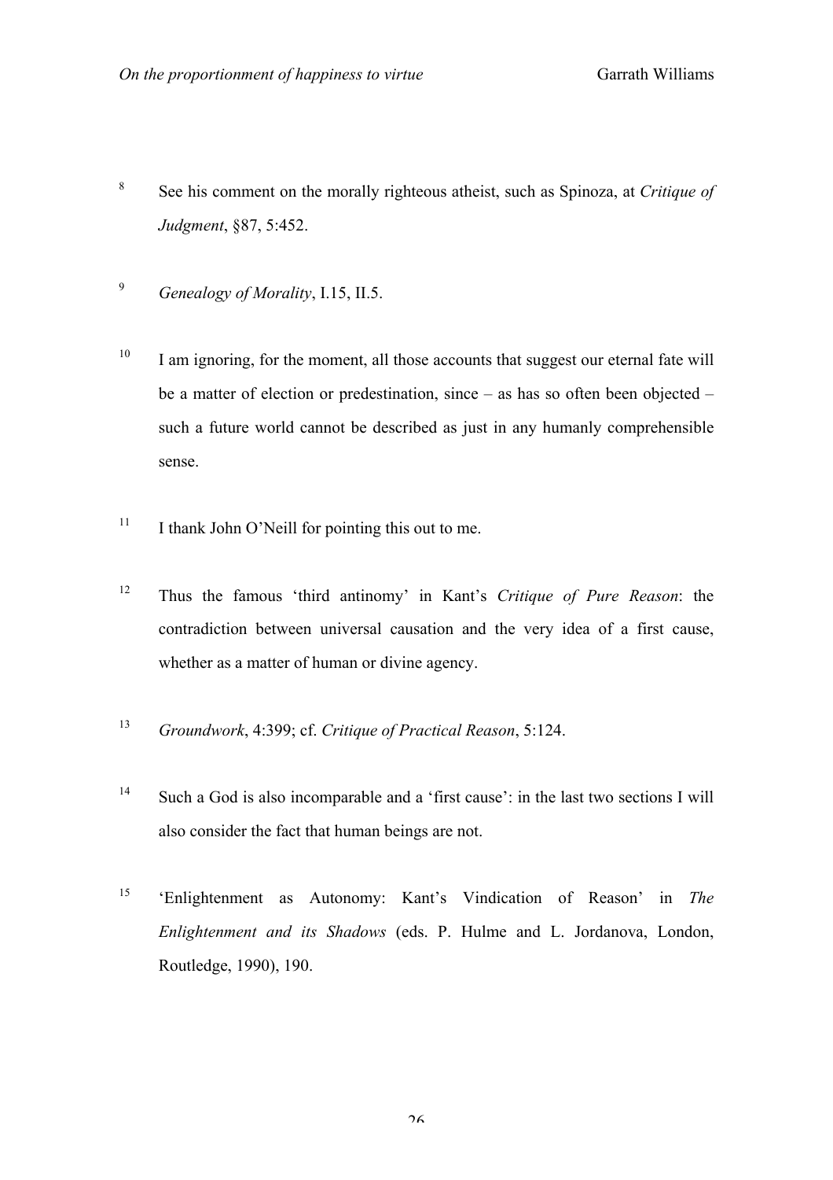[8] See his comment on the morally righteous atheist, such as Spinoza, at *Critique of Judgment*, §87, 5:452.

[9] *Genealogy of Morality*, I.15, II.5.

[10] I am ignoring, for the moment, all those accounts that suggest our eternal fate will be a matter of election or predestination, since – as has so often been objected – such a future world cannot be described as just in any humanly comprehensible sense.

[11] I thank John O'Neill for pointing this out to me.

[12] Thus the famous 'third antinomy' in Kant's *Critique of Pure Reason*: the contradiction between universal causation and the very idea of a first cause, whether as a matter of human or divine agency.

[13] *Groundwork*, 4:399; cf. *Critique of Practical Reason*, 5:124.

[14] Such a God is also incomparable and a 'first cause': in the last two sections I will also consider the fact that human beings are not.

[15] 'Enlightenment as Autonomy: Kant's Vindication of Reason' in *The Enlightenment and its Shadows* (eds. P. Hulme and L. Jordanova, London, Routledge, 1990), 190.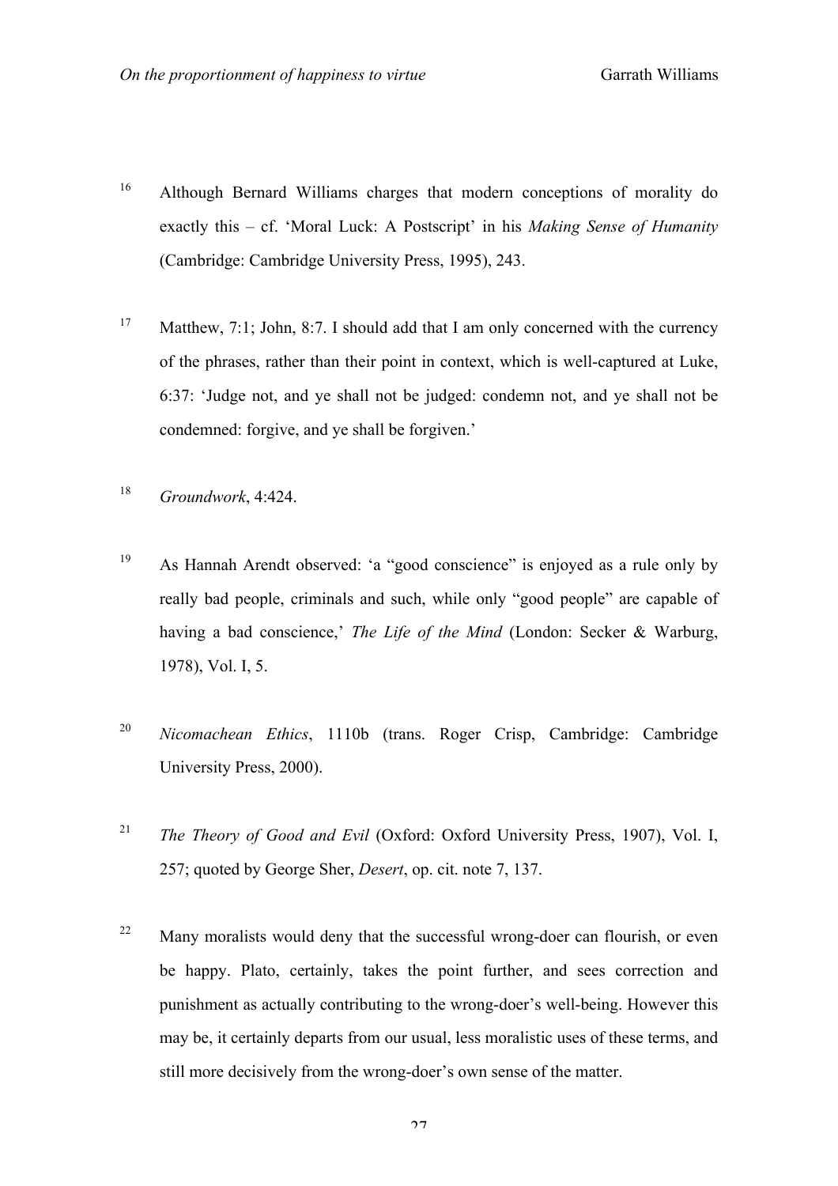[16] Although Bernard Williams charges that modern conceptions of morality do exactly this – cf. 'Moral Luck: A Postscript' in his *Making Sense of Humanity* (Cambridge: Cambridge University Press, 1995), 243.

[17] Matthew, 7:1; John, 8:7. I should add that I am only concerned with the currency of the phrases, rather than their point in context, which is well-captured at Luke, 6:37: 'Judge not, and ye shall not be judged: condemn not, and ye shall not be condemned: forgive, and ye shall be forgiven.'

[18] *Groundwork*, 4:424.

[19] As Hannah Arendt observed: 'a "good conscience" is enjoyed as a rule only by really bad people, criminals and such, while only "good people" are capable of having a bad conscience,' *The Life of the Mind* (London: Secker & Warburg, 1978), Vol. I, 5.

[20] *Nicomachean Ethics*, 1110b (trans. Roger Crisp, Cambridge: Cambridge University Press, 2000).

[21] *The Theory of Good and Evil* (Oxford: Oxford University Press, 1907), Vol. I, 257; quoted by George Sher, *Desert*, op. cit. note 7, 137.

[22] Many moralists would deny that the successful wrong-doer can flourish, or even be happy. Plato, certainly, takes the point further, and sees correction and punishment as actually contributing to the wrong-doer's well-being. However this may be, it certainly departs from our usual, less moralistic uses of these terms, and still more decisively from the wrong-doer's own sense of the matter.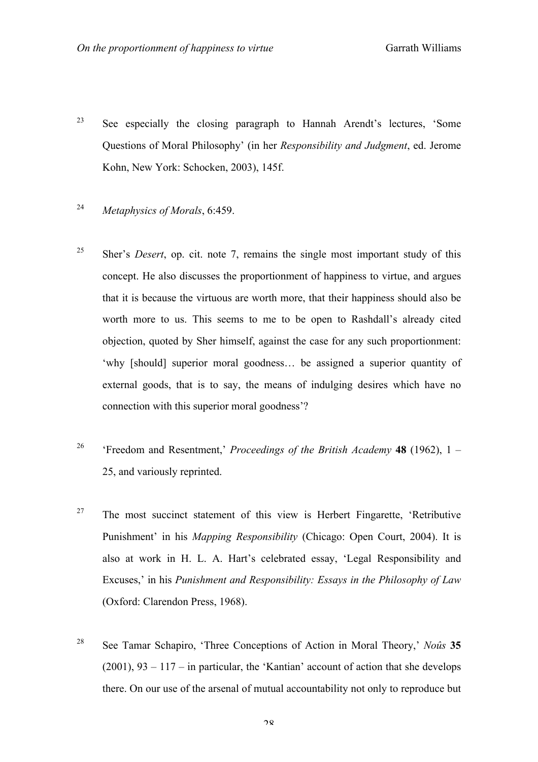[23] See especially the closing paragraph to Hannah Arendt's lectures, 'Some Questions of Moral Philosophy' (in her *Responsibility and Judgment*, ed. Jerome Kohn, New York: Schocken, 2003), 145f.

[24] *Metaphysics of Morals*, 6:459.

[25] Sher's *Desert*, op. cit. note 7, remains the single most important study of this concept. He also discusses the proportionment of happiness to virtue, and argues that it is because the virtuous are worth more, that their happiness should also be worth more to us. This seems to me to be open to Rashdall's already cited objection, quoted by Sher himself, against the case for any such proportionment: 'why [should] superior moral goodness… be assigned a superior quantity of external goods, that is to say, the means of indulging desires which have no connection with this superior moral goodness'?

[26] 'Freedom and Resentment,' *Proceedings of the British Academy* **48** (1962), 1 – 25, and variously reprinted.

[27] The most succinct statement of this view is Herbert Fingarette, 'Retributive Punishment' in his *Mapping Responsibility* (Chicago: Open Court, 2004). It is also at work in H. L. A. Hart's celebrated essay, 'Legal Responsibility and Excuses,' in his *Punishment and Responsibility: Essays in the Philosophy of Law* (Oxford: Clarendon Press, 1968).

[28] See Tamar Schapiro, 'Three Conceptions of Action in Moral Theory,' *Noûs* **35** (2001), 93 – 117 – in particular, the 'Kantian' account of action that she develops there. On our use of the arsenal of mutual accountability not only to reproduce but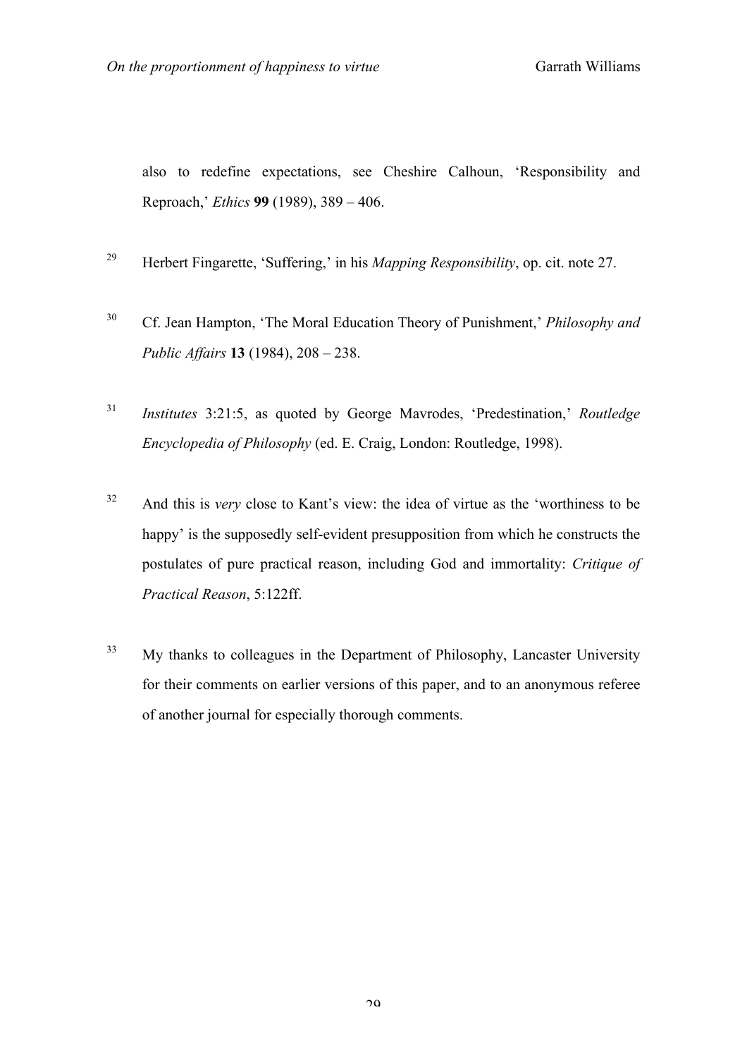also to redefine expectations, see Cheshire Calhoun, 'Responsibility and Reproach,' *Ethics* **99** (1989), 389 – 406.

29 Herbert Fingarette, 'Suffering,' in his *Mapping Responsibility*, op. cit. note 27.

30 Cf. Jean Hampton, 'The Moral Education Theory of Punishment,' *Philosophy and Public Affairs* **13** (1984), 208 – 238.

31 *Institutes* 3:21:5, as quoted by George Mavrodes, 'Predestination,' *Routledge Encyclopedia of Philosophy* (ed. E. Craig, London: Routledge, 1998).

32 And this is *very* close to Kant's view: the idea of virtue as the 'worthiness to be happy' is the supposedly self-evident presupposition from which he constructs the postulates of pure practical reason, including God and immortality: *Critique of Practical Reason*, 5:122ff.

33 My thanks to colleagues in the Department of Philosophy, Lancaster University for their comments on earlier versions of this paper, and to an anonymous referee of another journal for especially thorough comments.